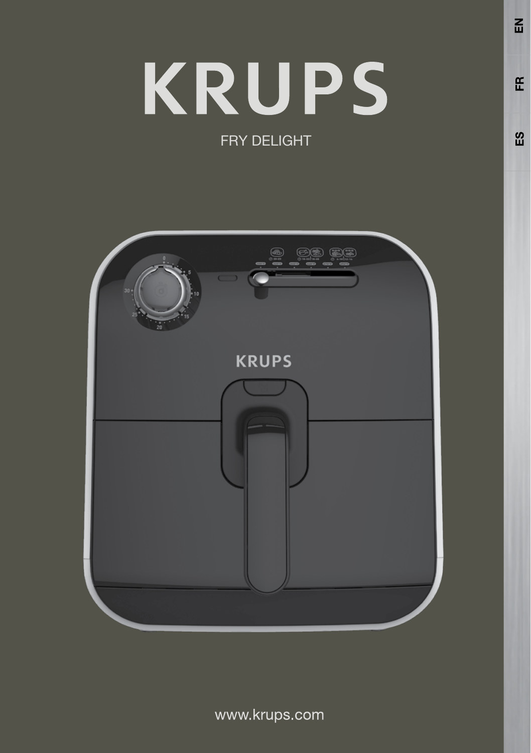# KRUPS

FRY DELIGHT

www.krups.com

EN

FR

ES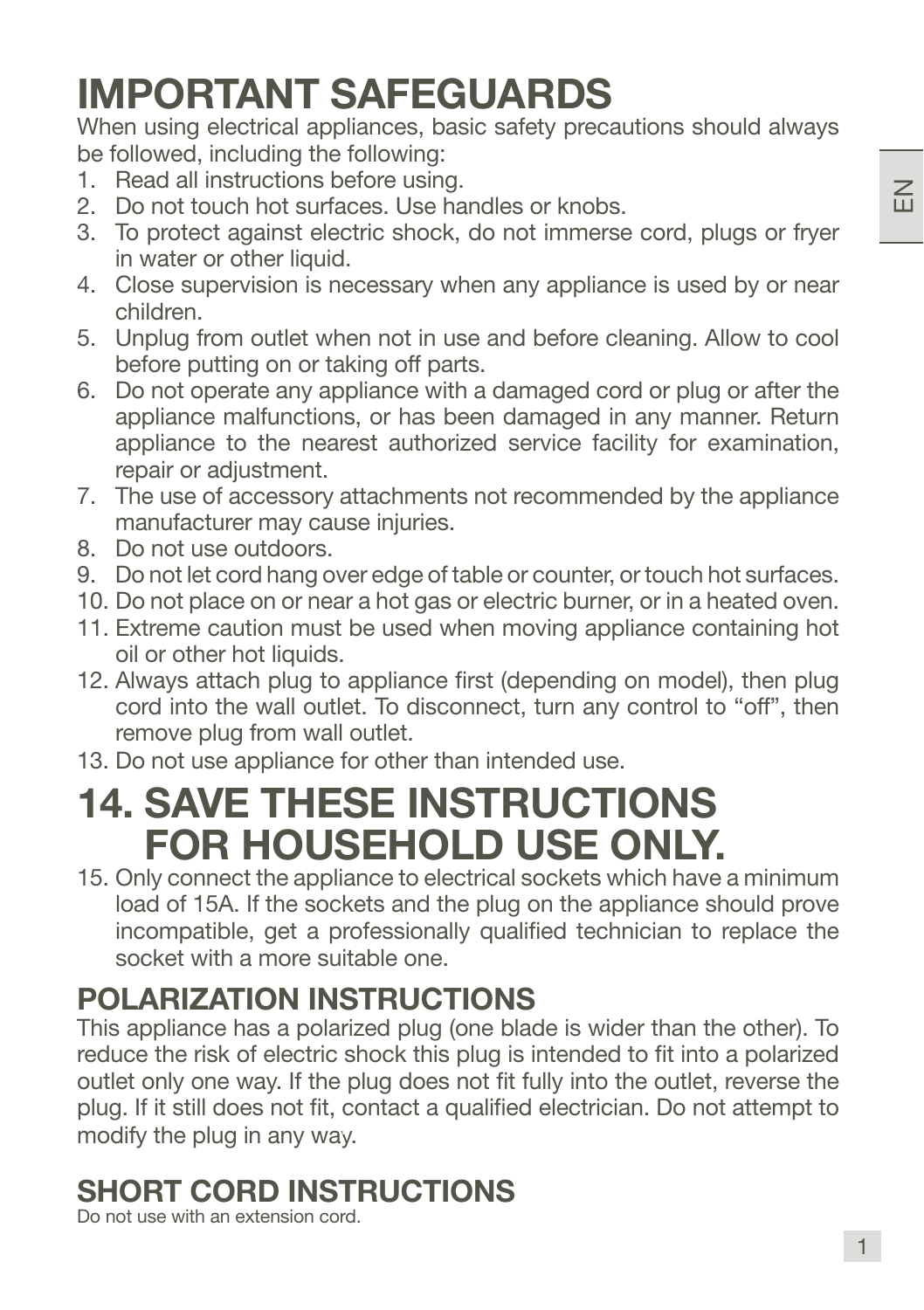# IMPORTANT SAFEGUARDS

When using electrical appliances, basic safety precautions should always be followed, including the following:

1. Read all instructions before using.
2. Do not touch hot surfaces. Use handles or knobs.
3. To protect against electric shock, do not immerse cord, plugs or fryer in water or other liquid.
4. Close supervision is necessary when any appliance is used by or near children.
5. Unplug from outlet when not in use and before cleaning. Allow to cool before putting on or taking off parts.
6. Do not operate any appliance with a damaged cord or plug or after the appliance malfunctions, or has been damaged in any manner. Return appliance to the nearest authorized service facility for examination, repair or adjustment.
7. The use of accessory attachments not recommended by the appliance manufacturer may cause injuries.
8. Do not use outdoors.
9. Do not let cord hang over edge of table or counter, or touch hot surfaces.
10. Do not place on or near a hot gas or electric burner, or in a heated oven.
11. Extreme caution must be used when moving appliance containing hot oil or other hot liquids.
12. Always attach plug to appliance first (depending on model), then plug cord into the wall outlet. To disconnect, turn any control to “off”, then remove plug from wall outlet.
13. Do not use appliance for other than intended use.

# 14. SAVE THESE INSTRUCTIONS FOR HOUSEHOLD USE ONLY.

15. Only connect the appliance to electrical sockets which have a minimum load of 15A. If the sockets and the plug on the appliance should prove incompatible, get a professionally qualified technician to replace the socket with a more suitable one.

## POLARIZATION INSTRUCTIONS

This appliance has a polarized plug (one blade is wider than the other). To reduce the risk of electric shock this plug is intended to fit into a polarized outlet only one way. If the plug does not fit fully into the outlet, reverse the plug. If it still does not fit, contact a qualified electrician. Do not attempt to modify the plug in any way.

## SHORT CORD INSTRUCTIONS

Do not use with an extension cord.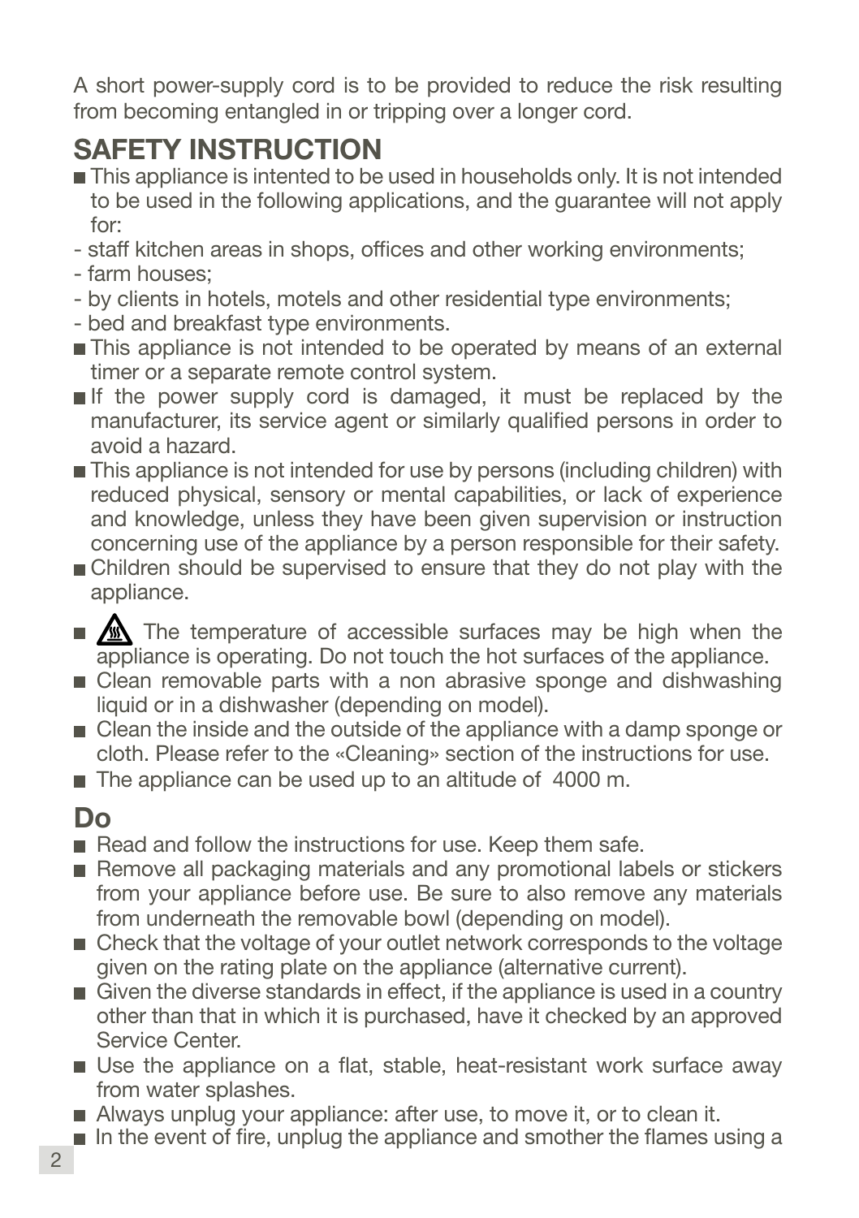A short power-supply cord is to be provided to reduce the risk resulting from becoming entangled in or tripping over a longer cord.

## SAFETY INSTRUCTION

- This appliance is intented to be used in households only. It is not intended to be used in the following applications, and the guarantee will not apply for:
- staff kitchen areas in shops, offices and other working environments;
- farm houses;
- by clients in hotels, motels and other residential type environments;
- bed and breakfast type environments.
- This appliance is not intended to be operated by means of an external timer or a separate remote control system.
- If the power supply cord is damaged, it must be replaced by the manufacturer, its service agent or similarly qualified persons in order to avoid a hazard.
- This appliance is not intended for use by persons (including children) with reduced physical, sensory or mental capabilities, or lack of experience and knowledge, unless they have been given supervision or instruction concerning use of the appliance by a person responsible for their safety.
- Children should be supervised to ensure that they do not play with the appliance.
- ⚠ The temperature of accessible surfaces may be high when the appliance is operating. Do not touch the hot surfaces of the appliance.
- Clean removable parts with a non abrasive sponge and dishwashing liquid or in a dishwasher (depending on model).
- Clean the inside and the outside of the appliance with a damp sponge or cloth. Please refer to the «Cleaning» section of the instructions for use.
- The appliance can be used up to an altitude of 4000 m.

## Do

- Read and follow the instructions for use. Keep them safe.
- Remove all packaging materials and any promotional labels or stickers from your appliance before use. Be sure to also remove any materials from underneath the removable bowl (depending on model).
- Check that the voltage of your outlet network corresponds to the voltage given on the rating plate on the appliance (alternative current).
- Given the diverse standards in effect, if the appliance is used in a country other than that in which it is purchased, have it checked by an approved Service Center.
- Use the appliance on a flat, stable, heat-resistant work surface away from water splashes.
- Always unplug your appliance: after use, to move it, or to clean it.
- In the event of fire, unplug the appliance and smother the flames using a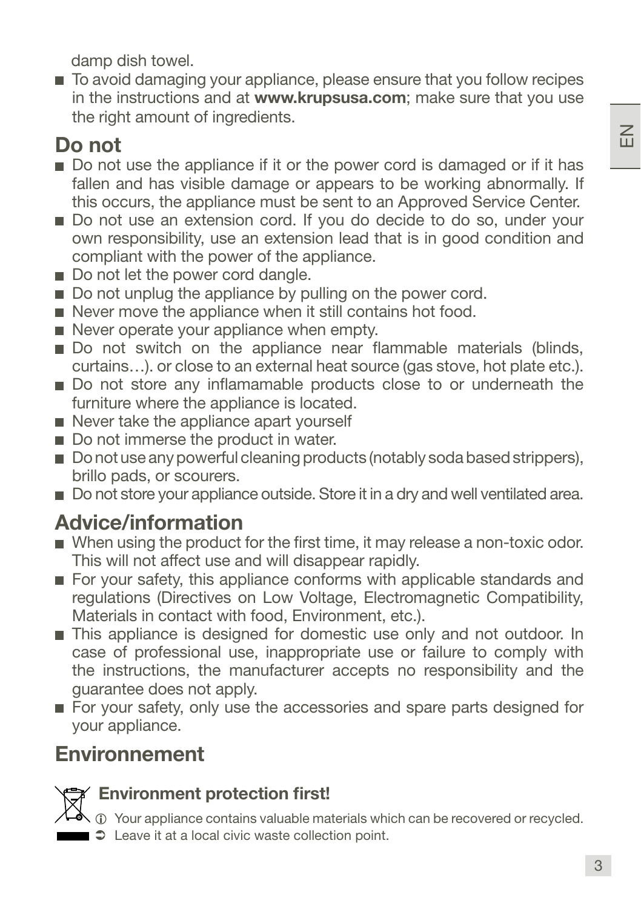damp dish towel.

- To avoid damaging your appliance, please ensure that you follow recipes in the instructions and at **www.krupsusa.com**; make sure that you use the right amount of ingredients.

## Do not

- Do not use the appliance if it or the power cord is damaged or if it has fallen and has visible damage or appears to be working abnormally. If this occurs, the appliance must be sent to an Approved Service Center.
- Do not use an extension cord. If you do decide to do so, under your own responsibility, use an extension lead that is in good condition and compliant with the power of the appliance.
- Do not let the power cord dangle.
- Do not unplug the appliance by pulling on the power cord.
- Never move the appliance when it still contains hot food.
- Never operate your appliance when empty.
- Do not switch on the appliance near flammable materials (blinds, curtains…). or close to an external heat source (gas stove, hot plate etc.).
- Do not store any inflamamable products close to or underneath the furniture where the appliance is located.
- Never take the appliance apart yourself
- Do not immerse the product in water.
- Do not use any powerful cleaning products (notably soda based strippers), brillo pads, or scourers.
- Do not store your appliance outside. Store it in a dry and well ventilated area.

## Advice/information

- When using the product for the first time, it may release a non-toxic odor. This will not affect use and will disappear rapidly.
- For your safety, this appliance conforms with applicable standards and regulations (Directives on Low Voltage, Electromagnetic Compatibility, Materials in contact with food, Environment, etc.).
- This appliance is designed for domestic use only and not outdoor. In case of professional use, inappropriate use or failure to comply with the instructions, the manufacturer accepts no responsibility and the guarantee does not apply.
- For your safety, only use the accessories and spare parts designed for your appliance.

## Environnement

### Environment protection first!

ⓘ Your appliance contains valuable materials which can be recovered or recycled.

➲ Leave it at a local civic waste collection point.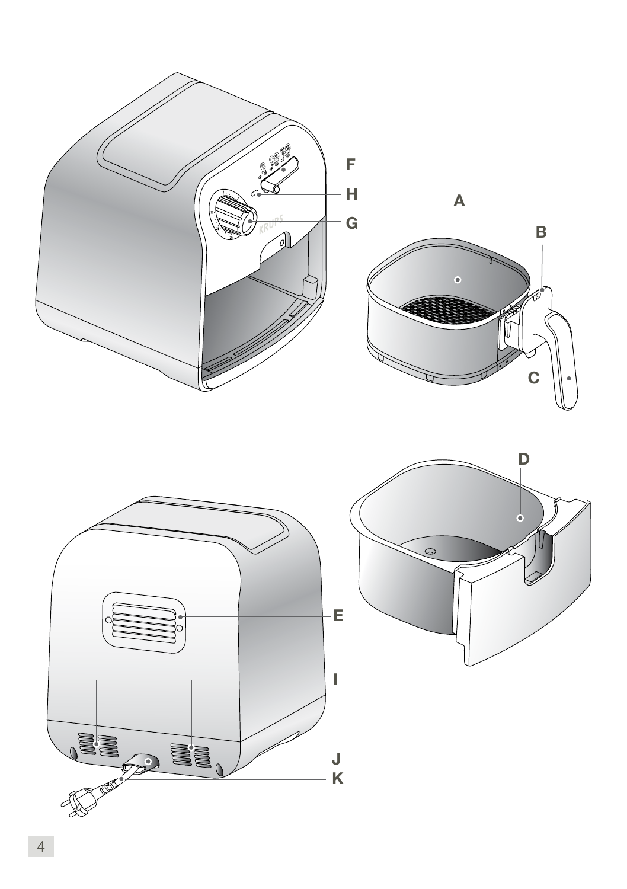F

H

A

G

B

C

D

E

I

J

K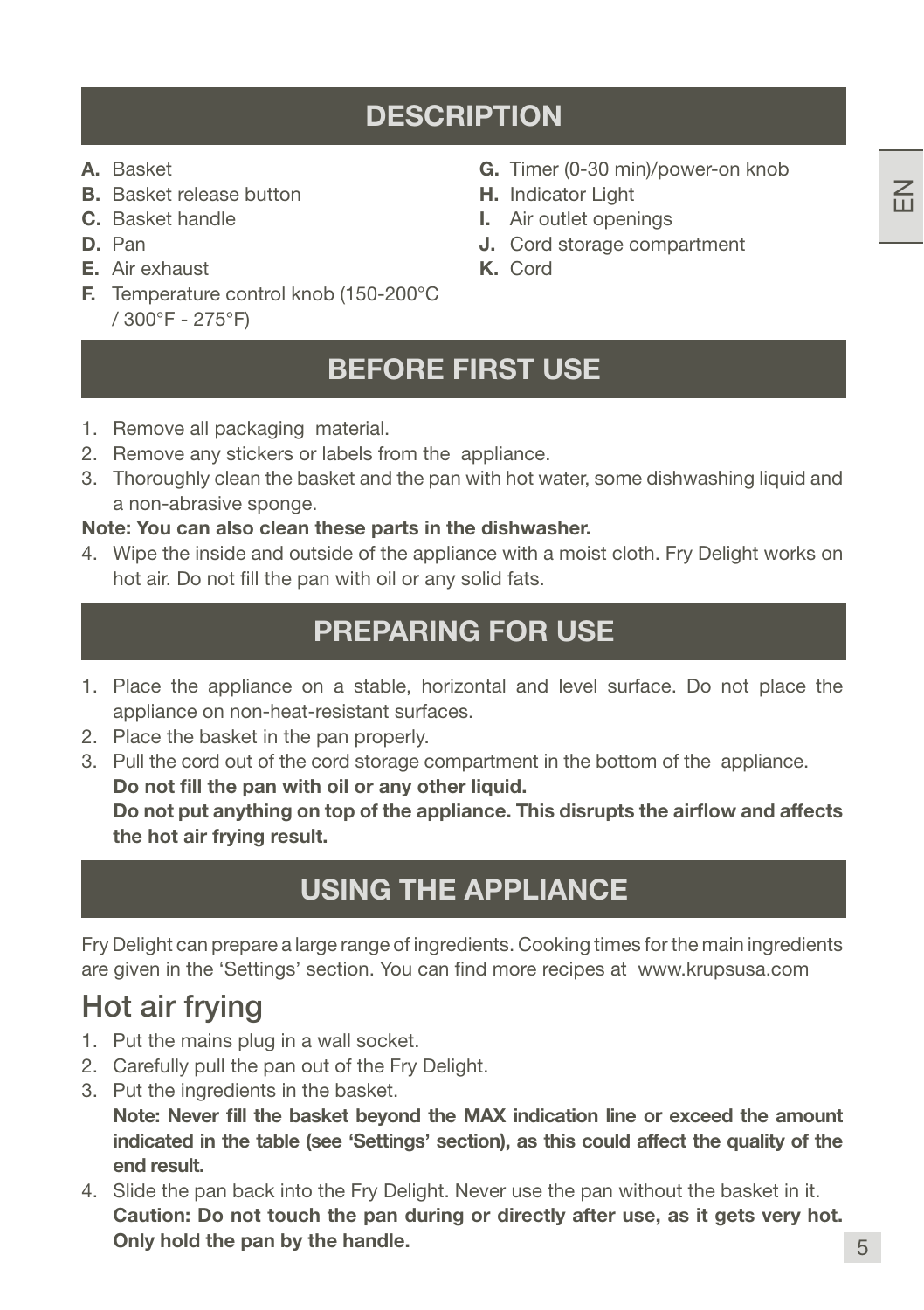## DESCRIPTION

- **A.** Basket
- **B.** Basket release button
- **C.** Basket handle
- **D.** Pan
- **E.** Air exhaust
- **F.** Temperature control knob (150-200°C / 300°F - 275°F)
- **G.** Timer (0-30 min)/power-on knob
- **H.** Indicator Light
- **I.** Air outlet openings
- **J.** Cord storage compartment
- **K.** Cord

## BEFORE FIRST USE

1. Remove all packaging material.
2. Remove any stickers or labels from the appliance.
3. Thoroughly clean the basket and the pan with hot water, some dishwashing liquid and a non-abrasive sponge.

**Note: You can also clean these parts in the dishwasher.**

4. Wipe the inside and outside of the appliance with a moist cloth. Fry Delight works on hot air. Do not fill the pan with oil or any solid fats.

## PREPARING FOR USE

1. Place the appliance on a stable, horizontal and level surface. Do not place the appliance on non-heat-resistant surfaces.
2. Place the basket in the pan properly.
3. Pull the cord out of the cord storage compartment in the bottom of the appliance.
   **Do not fill the pan with oil or any other liquid.**
   **Do not put anything on top of the appliance. This disrupts the airflow and affects the hot air frying result.**

## USING THE APPLIANCE

Fry Delight can prepare a large range of ingredients. Cooking times for the main ingredients are given in the 'Settings' section. You can find more recipes at www.krupsusa.com

### Hot air frying

1. Put the mains plug in a wall socket.
2. Carefully pull the pan out of the Fry Delight.
3. Put the ingredients in the basket.
   **Note: Never fill the basket beyond the MAX indication line or exceed the amount indicated in the table (see 'Settings' section), as this could affect the quality of the end result.**
4. Slide the pan back into the Fry Delight. Never use the pan without the basket in it.
   **Caution: Do not touch the pan during or directly after use, as it gets very hot. Only hold the pan by the handle.**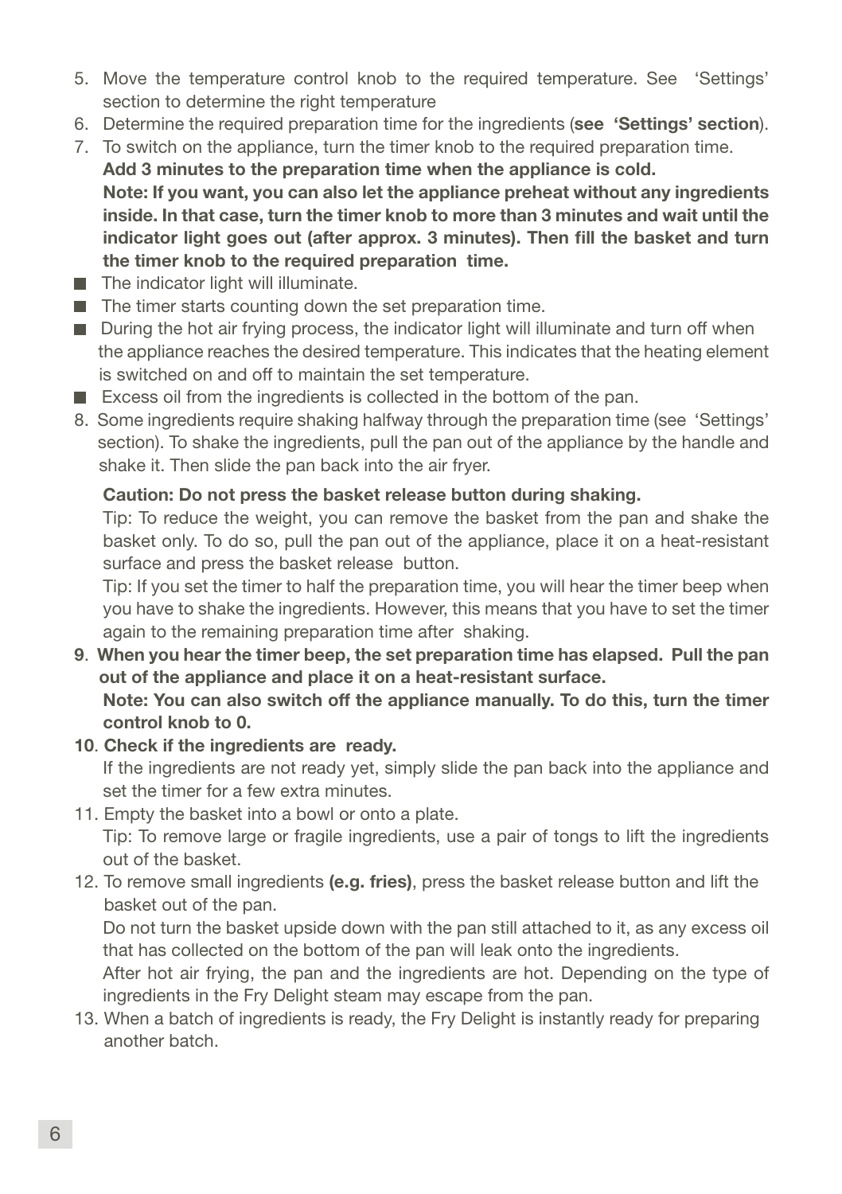5. Move the temperature control knob to the required temperature. See 'Settings' section to determine the right temperature
6. Determine the required preparation time for the ingredients (**see 'Settings' section**).
7. To switch on the appliance, turn the timer knob to the required preparation time.
   **Add 3 minutes to the preparation time when the appliance is cold.**
   **Note: If you want, you can also let the appliance preheat without any ingredients inside. In that case, turn the timer knob to more than 3 minutes and wait until the indicator light goes out (after approx. 3 minutes). Then fill the basket and turn the timer knob to the required preparation time.**

- The indicator light will illuminate.
- The timer starts counting down the set preparation time.
- During the hot air frying process, the indicator light will illuminate and turn off when the appliance reaches the desired temperature. This indicates that the heating element is switched on and off to maintain the set temperature.
- Excess oil from the ingredients is collected in the bottom of the pan.

8. Some ingredients require shaking halfway through the preparation time (see 'Settings' section). To shake the ingredients, pull the pan out of the appliance by the handle and shake it. Then slide the pan back into the air fryer.

   **Caution: Do not press the basket release button during shaking.**

   Tip: To reduce the weight, you can remove the basket from the pan and shake the basket only. To do so, pull the pan out of the appliance, place it on a heat-resistant surface and press the basket release button.

   Tip: If you set the timer to half the preparation time, you will hear the timer beep when you have to shake the ingredients. However, this means that you have to set the timer again to the remaining preparation time after shaking.
9. **When you hear the timer beep, the set preparation time has elapsed. Pull the pan out of the appliance and place it on a heat-resistant surface.**
   **Note: You can also switch off the appliance manually. To do this, turn the timer control knob to 0.**
10. **Check if the ingredients are ready.**
    If the ingredients are not ready yet, simply slide the pan back into the appliance and set the timer for a few extra minutes.
11. Empty the basket into a bowl or onto a plate.
    Tip: To remove large or fragile ingredients, use a pair of tongs to lift the ingredients out of the basket.
12. To remove small ingredients **(e.g. fries)**, press the basket release button and lift the basket out of the pan.
    Do not turn the basket upside down with the pan still attached to it, as any excess oil that has collected on the bottom of the pan will leak onto the ingredients.
    After hot air frying, the pan and the ingredients are hot. Depending on the type of ingredients in the Fry Delight steam may escape from the pan.
13. When a batch of ingredients is ready, the Fry Delight is instantly ready for preparing another batch.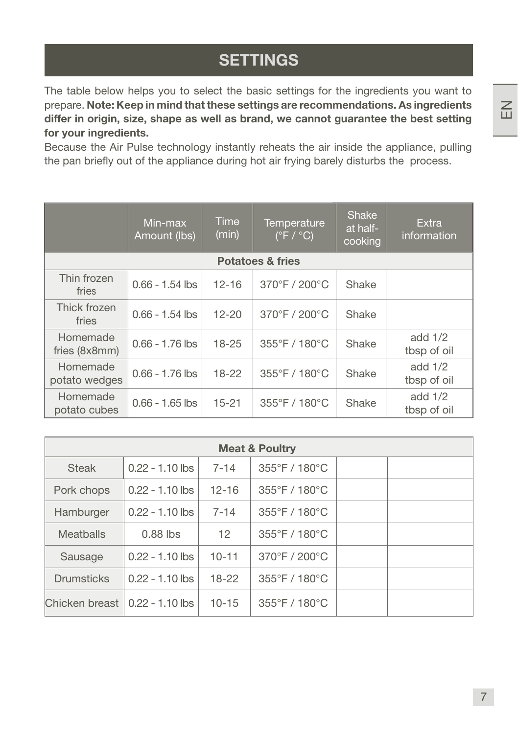## SETTINGS

The table below helps you to select the basic settings for the ingredients you want to prepare. **Note: Keep in mind that these settings are recommendations. As ingredients differ in origin, size, shape as well as brand, we cannot guarantee the best setting for your ingredients.**

Because the Air Pulse technology instantly reheats the air inside the appliance, pulling the pan briefly out of the appliance during hot air frying barely disturbs the process.

| | Min-max Amount (lbs) | Time (min) | Temperature (°F / °C) | Shake at half-cooking | Extra information |
|---|---|---|---|---|---|
| **Potatoes & fries** | | | | | |
| Thin frozen fries | 0.66 - 1.54 lbs | 12-16 | 370°F / 200°C | Shake | |
| Thick frozen fries | 0.66 - 1.54 lbs | 12-20 | 370°F / 200°C | Shake | |
| Homemade fries (8x8mm) | 0.66 - 1.76 lbs | 18-25 | 355°F / 180°C | Shake | add 1/2 tbsp of oil |
| Homemade potato wedges | 0.66 - 1.76 lbs | 18-22 | 355°F / 180°C | Shake | add 1/2 tbsp of oil |
| Homemade potato cubes | 0.66 - 1.65 lbs | 15-21 | 355°F / 180°C | Shake | add 1/2 tbsp of oil |

| **Meat & Poultry** | | | | | |
|---|---|---|---|---|---|
| Steak | 0.22 - 1.10 lbs | 7-14 | 355°F / 180°C | | |
| Pork chops | 0.22 - 1.10 lbs | 12-16 | 355°F / 180°C | | |
| Hamburger | 0.22 - 1.10 lbs | 7-14 | 355°F / 180°C | | |
| Meatballs | 0.88 lbs | 12 | 355°F / 180°C | | |
| Sausage | 0.22 - 1.10 lbs | 10-11 | 370°F / 200°C | | |
| Drumsticks | 0.22 - 1.10 lbs | 18-22 | 355°F / 180°C | | |
| Chicken breast | 0.22 - 1.10 lbs | 10-15 | 355°F / 180°C | | |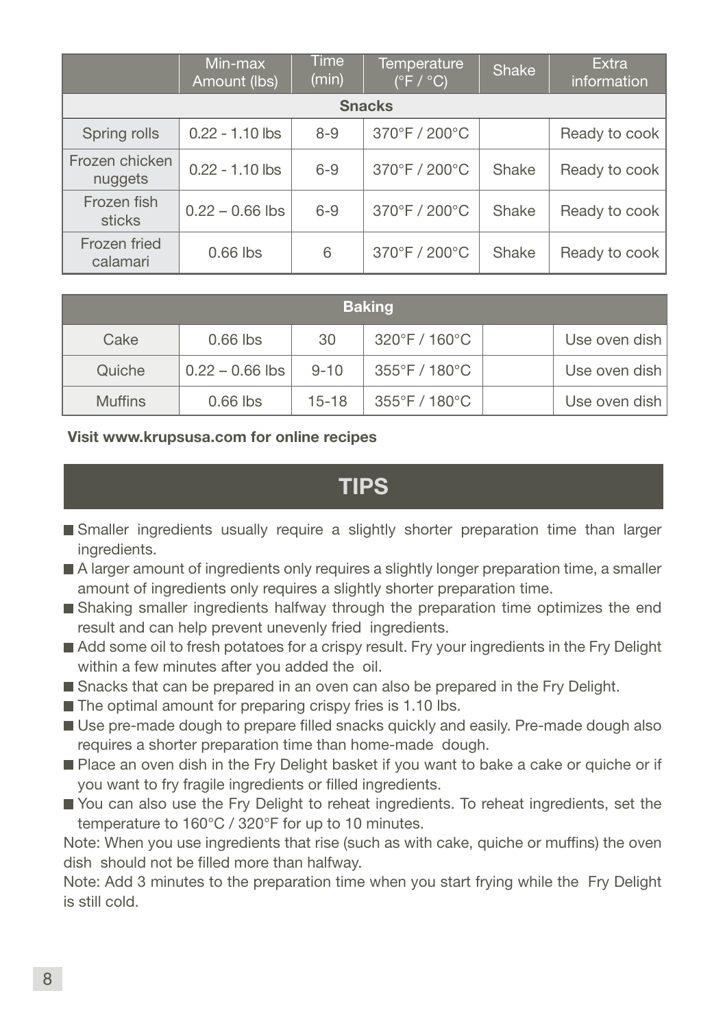|  | Min-max Amount (lbs) | Time (min) | Temperature (°F / °C) | Shake | Extra information |
|---|---|---|---|---|---|
| **Snacks** | | | | | |
| Spring rolls | 0.22 - 1.10 lbs | 8-9 | 370°F / 200°C |  | Ready to cook |
| Frozen chicken nuggets | 0.22 - 1.10 lbs | 6-9 | 370°F / 200°C | Shake | Ready to cook |
| Frozen fish sticks | 0.22 – 0.66 lbs | 6-9 | 370°F / 200°C | Shake | Ready to cook |
| Frozen fried calamari | 0.66 lbs | 6 | 370°F / 200°C | Shake | Ready to cook |
| **Baking** | | | | | |
| Cake | 0.66 lbs | 30 | 320°F / 160°C |  | Use oven dish |
| Quiche | 0.22 – 0.66 lbs | 9-10 | 355°F / 180°C |  | Use oven dish |
| Muffins | 0.66 lbs | 15-18 | 355°F / 180°C |  | Use oven dish |

**Visit www.krupsusa.com for online recipes**

# TIPS

- Smaller ingredients usually require a slightly shorter preparation time than larger ingredients.
- A larger amount of ingredients only requires a slightly longer preparation time, a smaller amount of ingredients only requires a slightly shorter preparation time.
- Shaking smaller ingredients halfway through the preparation time optimizes the end result and can help prevent unevenly fried ingredients.
- Add some oil to fresh potatoes for a crispy result. Fry your ingredients in the Fry Delight within a few minutes after you added the oil.
- Snacks that can be prepared in an oven can also be prepared in the Fry Delight.
- The optimal amount for preparing crispy fries is 1.10 lbs.
- Use pre-made dough to prepare filled snacks quickly and easily. Pre-made dough also requires a shorter preparation time than home-made dough.
- Place an oven dish in the Fry Delight basket if you want to bake a cake or quiche or if you want to fry fragile ingredients or filled ingredients.
- You can also use the Fry Delight to reheat ingredients. To reheat ingredients, set the temperature to 160°C / 320°F for up to 10 minutes.

Note: When you use ingredients that rise (such as with cake, quiche or muffins) the oven dish should not be filled more than halfway.

Note: Add 3 minutes to the preparation time when you start frying while the Fry Delight is still cold.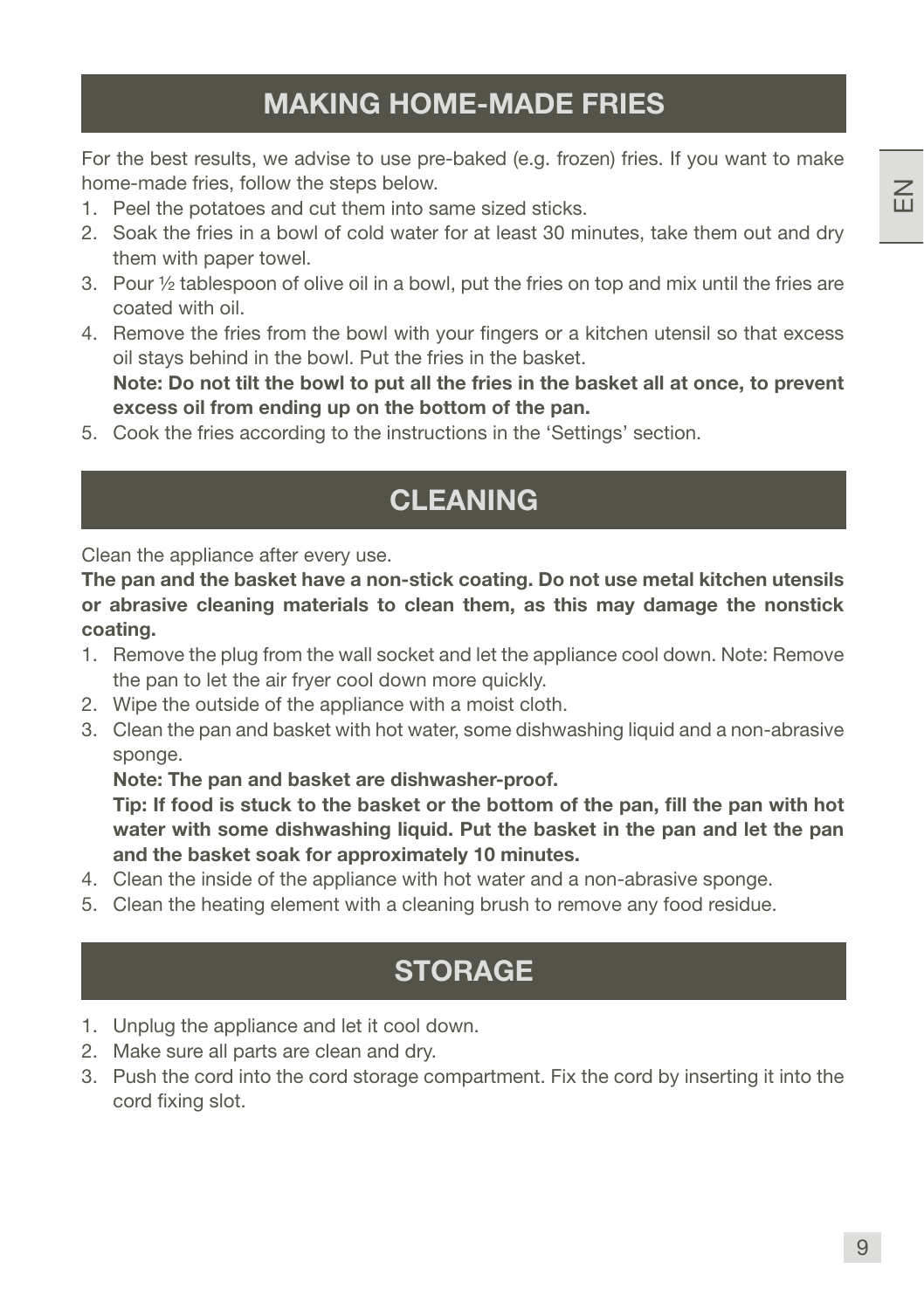## MAKING HOME-MADE FRIES

For the best results, we advise to use pre-baked (e.g. frozen) fries. If you want to make home-made fries, follow the steps below.

1. Peel the potatoes and cut them into same sized sticks.
2. Soak the fries in a bowl of cold water for at least 30 minutes, take them out and dry them with paper towel.
3. Pour ½ tablespoon of olive oil in a bowl, put the fries on top and mix until the fries are coated with oil.
4. Remove the fries from the bowl with your fingers or a kitchen utensil so that excess oil stays behind in the bowl. Put the fries in the basket.
   **Note: Do not tilt the bowl to put all the fries in the basket all at once, to prevent excess oil from ending up on the bottom of the pan.**
5. Cook the fries according to the instructions in the 'Settings' section.

## CLEANING

Clean the appliance after every use.

**The pan and the basket have a non-stick coating. Do not use metal kitchen utensils or abrasive cleaning materials to clean them, as this may damage the nonstick coating.**

1. Remove the plug from the wall socket and let the appliance cool down. Note: Remove the pan to let the air fryer cool down more quickly.
2. Wipe the outside of the appliance with a moist cloth.
3. Clean the pan and basket with hot water, some dishwashing liquid and a non-abrasive sponge.
   **Note: The pan and basket are dishwasher-proof.**
   **Tip: If food is stuck to the basket or the bottom of the pan, fill the pan with hot water with some dishwashing liquid. Put the basket in the pan and let the pan and the basket soak for approximately 10 minutes.**
4. Clean the inside of the appliance with hot water and a non-abrasive sponge.
5. Clean the heating element with a cleaning brush to remove any food residue.

## STORAGE

1. Unplug the appliance and let it cool down.
2. Make sure all parts are clean and dry.
3. Push the cord into the cord storage compartment. Fix the cord by inserting it into the cord fixing slot.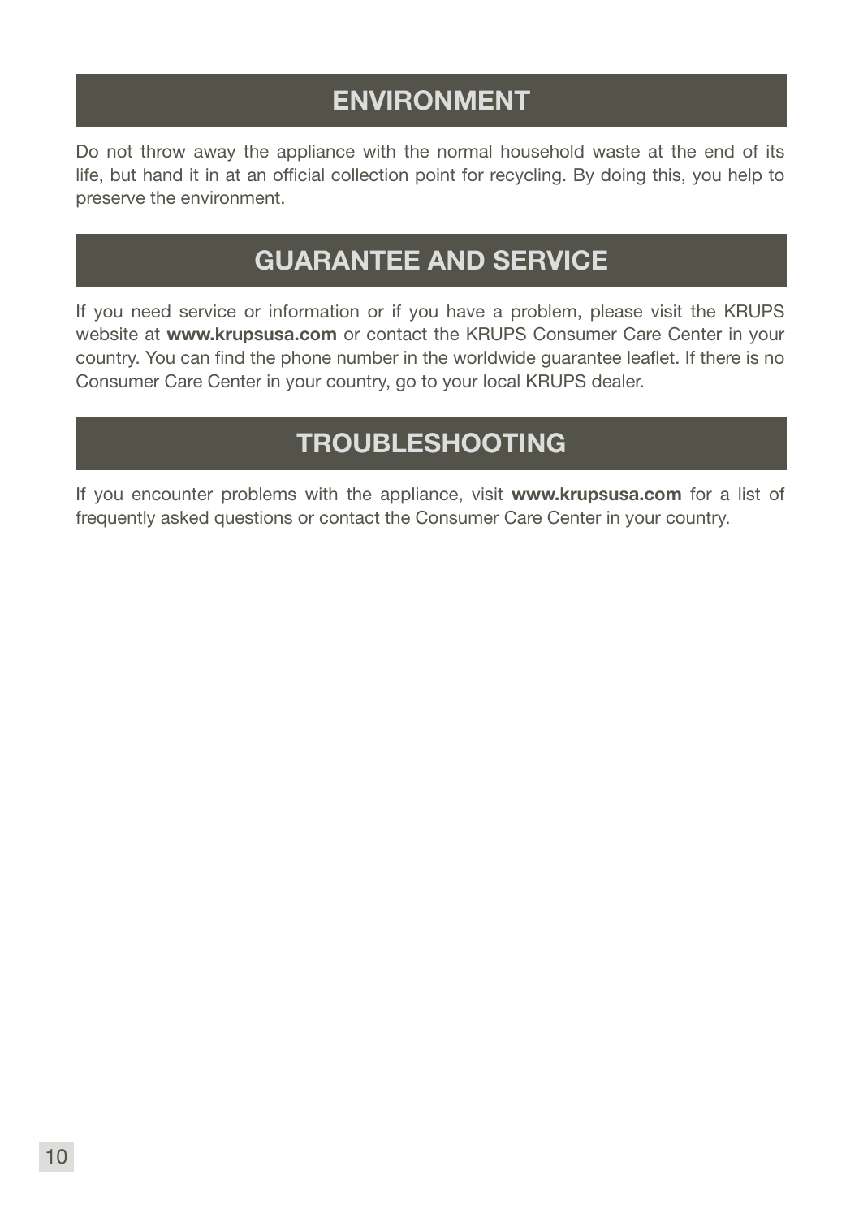## ENVIRONMENT

Do not throw away the appliance with the normal household waste at the end of its life, but hand it in at an official collection point for recycling. By doing this, you help to preserve the environment.

## GUARANTEE AND SERVICE

If you need service or information or if you have a problem, please visit the KRUPS website at **www.krupsusa.com** or contact the KRUPS Consumer Care Center in your country. You can find the phone number in the worldwide guarantee leaflet. If there is no Consumer Care Center in your country, go to your local KRUPS dealer.

## TROUBLESHOOTING

If you encounter problems with the appliance, visit **www.krupsusa.com** for a list of frequently asked questions or contact the Consumer Care Center in your country.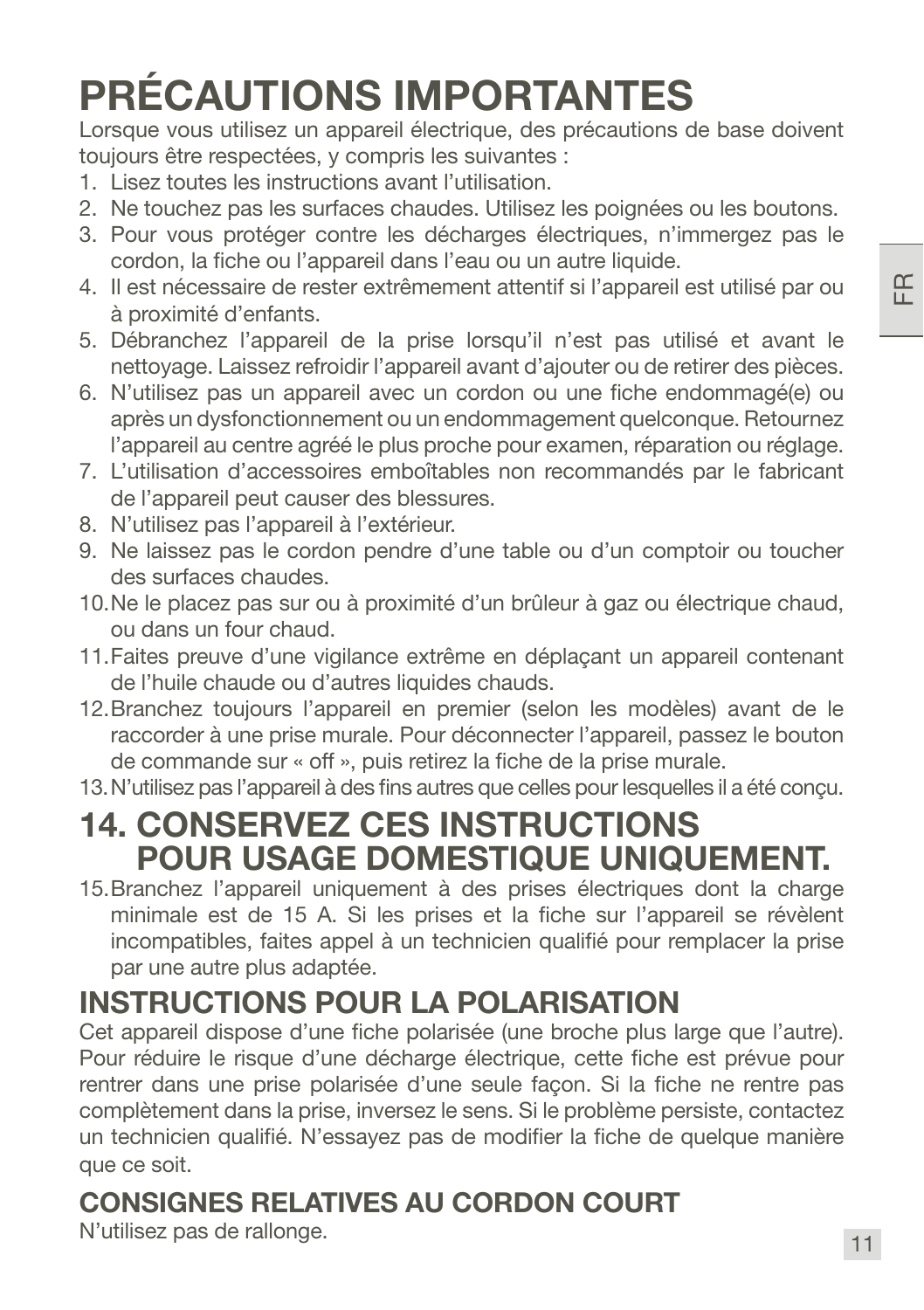# PRÉCAUTIONS IMPORTANTES

Lorsque vous utilisez un appareil électrique, des précautions de base doivent toujours être respectées, y compris les suivantes :

1. Lisez toutes les instructions avant l'utilisation.
2. Ne touchez pas les surfaces chaudes. Utilisez les poignées ou les boutons.
3. Pour vous protéger contre les décharges électriques, n'immergez pas le cordon, la fiche ou l'appareil dans l'eau ou un autre liquide.
4. Il est nécessaire de rester extrêmement attentif si l'appareil est utilisé par ou à proximité d'enfants.
5. Débranchez l'appareil de la prise lorsqu'il n'est pas utilisé et avant le nettoyage. Laissez refroidir l'appareil avant d'ajouter ou de retirer des pièces.
6. N'utilisez pas un appareil avec un cordon ou une fiche endommagé(e) ou après un dysfonctionnement ou un endommagement quelconque. Retournez l'appareil au centre agréé le plus proche pour examen, réparation ou réglage.
7. L'utilisation d'accessoires emboîtables non recommandés par le fabricant de l'appareil peut causer des blessures.
8. N'utilisez pas l'appareil à l'extérieur.
9. Ne laissez pas le cordon pendre d'une table ou d'un comptoir ou toucher des surfaces chaudes.
10. Ne le placez pas sur ou à proximité d'un brûleur à gaz ou électrique chaud, ou dans un four chaud.
11. Faites preuve d'une vigilance extrême en déplaçant un appareil contenant de l'huile chaude ou d'autres liquides chauds.
12. Branchez toujours l'appareil en premier (selon les modèles) avant de le raccorder à une prise murale. Pour déconnecter l'appareil, passez le bouton de commande sur « off », puis retirez la fiche de la prise murale.
13. N'utilisez pas l'appareil à des fins autres que celles pour lesquelles il a été conçu.

## 14. CONSERVEZ CES INSTRUCTIONS POUR USAGE DOMESTIQUE UNIQUEMENT.

15. Branchez l'appareil uniquement à des prises électriques dont la charge minimale est de 15 A. Si les prises et la fiche sur l'appareil se révèlent incompatibles, faites appel à un technicien qualifié pour remplacer la prise par une autre plus adaptée.

## INSTRUCTIONS POUR LA POLARISATION

Cet appareil dispose d'une fiche polarisée (une broche plus large que l'autre). Pour réduire le risque d'une décharge électrique, cette fiche est prévue pour rentrer dans une prise polarisée d'une seule façon. Si la fiche ne rentre pas complètement dans la prise, inversez le sens. Si le problème persiste, contactez un technicien qualifié. N'essayez pas de modifier la fiche de quelque manière que ce soit.

### CONSIGNES RELATIVES AU CORDON COURT

N'utilisez pas de rallonge.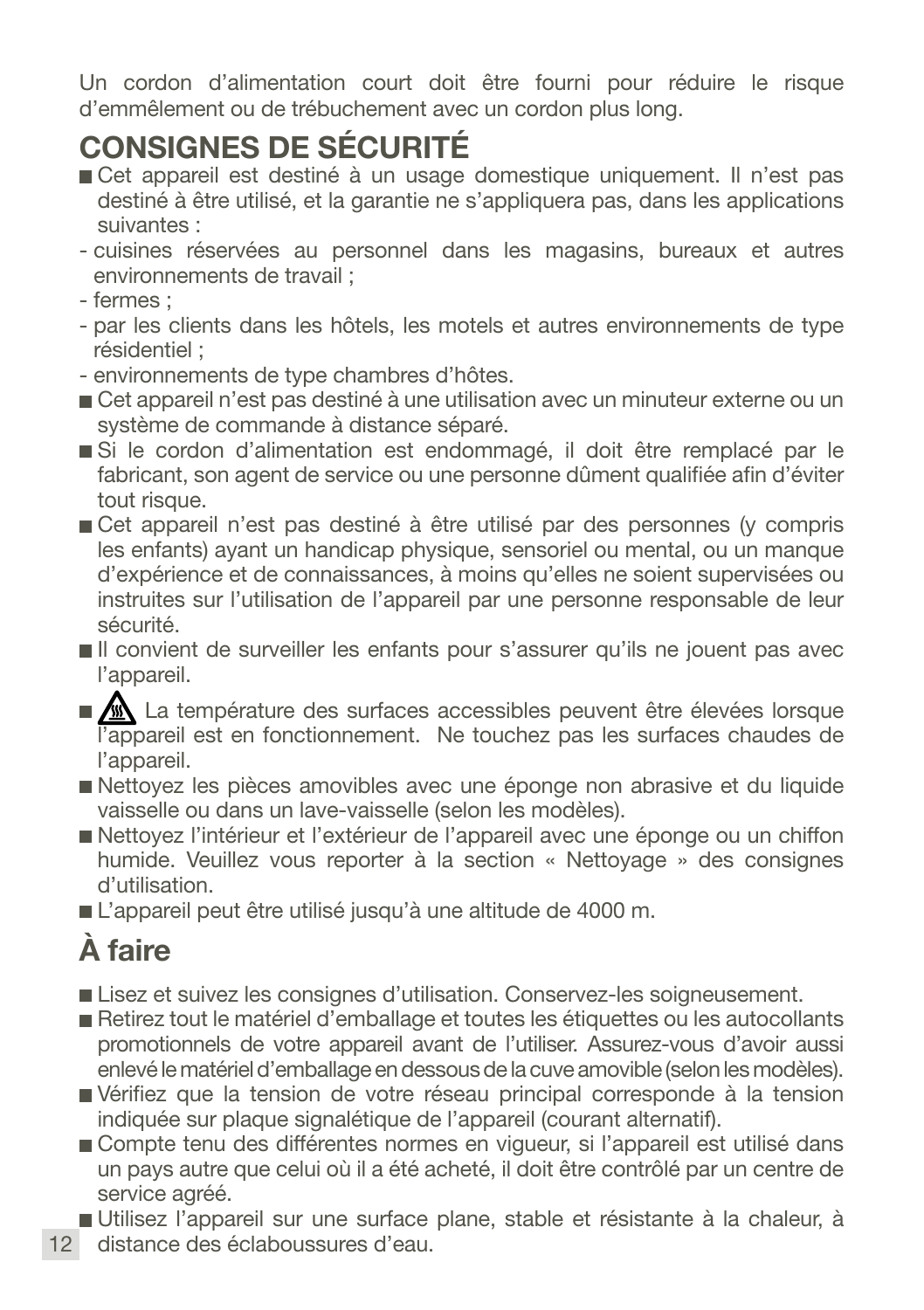Un cordon d’alimentation court doit être fourni pour réduire le risque d’emmêlement ou de trébuchement avec un cordon plus long.

## CONSIGNES DE SÉCURITÉ

- Cet appareil est destiné à un usage domestique uniquement. Il n’est pas destiné à être utilisé, et la garantie ne s’appliquera pas, dans les applications suivantes :
  - cuisines réservées au personnel dans les magasins, bureaux et autres environnements de travail ;
  - fermes ;
  - par les clients dans les hôtels, les motels et autres environnements de type résidentiel ;
  - environnements de type chambres d’hôtes.
- Cet appareil n’est pas destiné à une utilisation avec un minuteur externe ou un système de commande à distance séparé.
- Si le cordon d’alimentation est endommagé, il doit être remplacé par le fabricant, son agent de service ou une personne dûment qualifiée afin d’éviter tout risque.
- Cet appareil n’est pas destiné à être utilisé par des personnes (y compris les enfants) ayant un handicap physique, sensoriel ou mental, ou un manque d’expérience et de connaissances, à moins qu’elles ne soient supervisées ou instruites sur l’utilisation de l’appareil par une personne responsable de leur sécurité.
- Il convient de surveiller les enfants pour s’assurer qu’ils ne jouent pas avec l’appareil.
- ⚠ La température des surfaces accessibles peuvent être élevées lorsque l’appareil est en fonctionnement. Ne touchez pas les surfaces chaudes de l’appareil.
- Nettoyez les pièces amovibles avec une éponge non abrasive et du liquide vaisselle ou dans un lave-vaisselle (selon les modèles).
- Nettoyez l’intérieur et l’extérieur de l’appareil avec une éponge ou un chiffon humide. Veuillez vous reporter à la section « Nettoyage » des consignes d’utilisation.
- L’appareil peut être utilisé jusqu’à une altitude de 4000 m.

## À faire

- Lisez et suivez les consignes d’utilisation. Conservez-les soigneusement.
- Retirez tout le matériel d’emballage et toutes les étiquettes ou les autocollants promotionnels de votre appareil avant de l’utiliser. Assurez-vous d’avoir aussi enlevé le matériel d’emballage en dessous de la cuve amovible (selon les modèles).
- Vérifiez que la tension de votre réseau principal corresponde à la tension indiquée sur plaque signalétique de l’appareil (courant alternatif).
- Compte tenu des différentes normes en vigueur, si l’appareil est utilisé dans un pays autre que celui où il a été acheté, il doit être contrôlé par un centre de service agréé.
- Utilisez l’appareil sur une surface plane, stable et résistante à la chaleur, à distance des éclaboussures d’eau.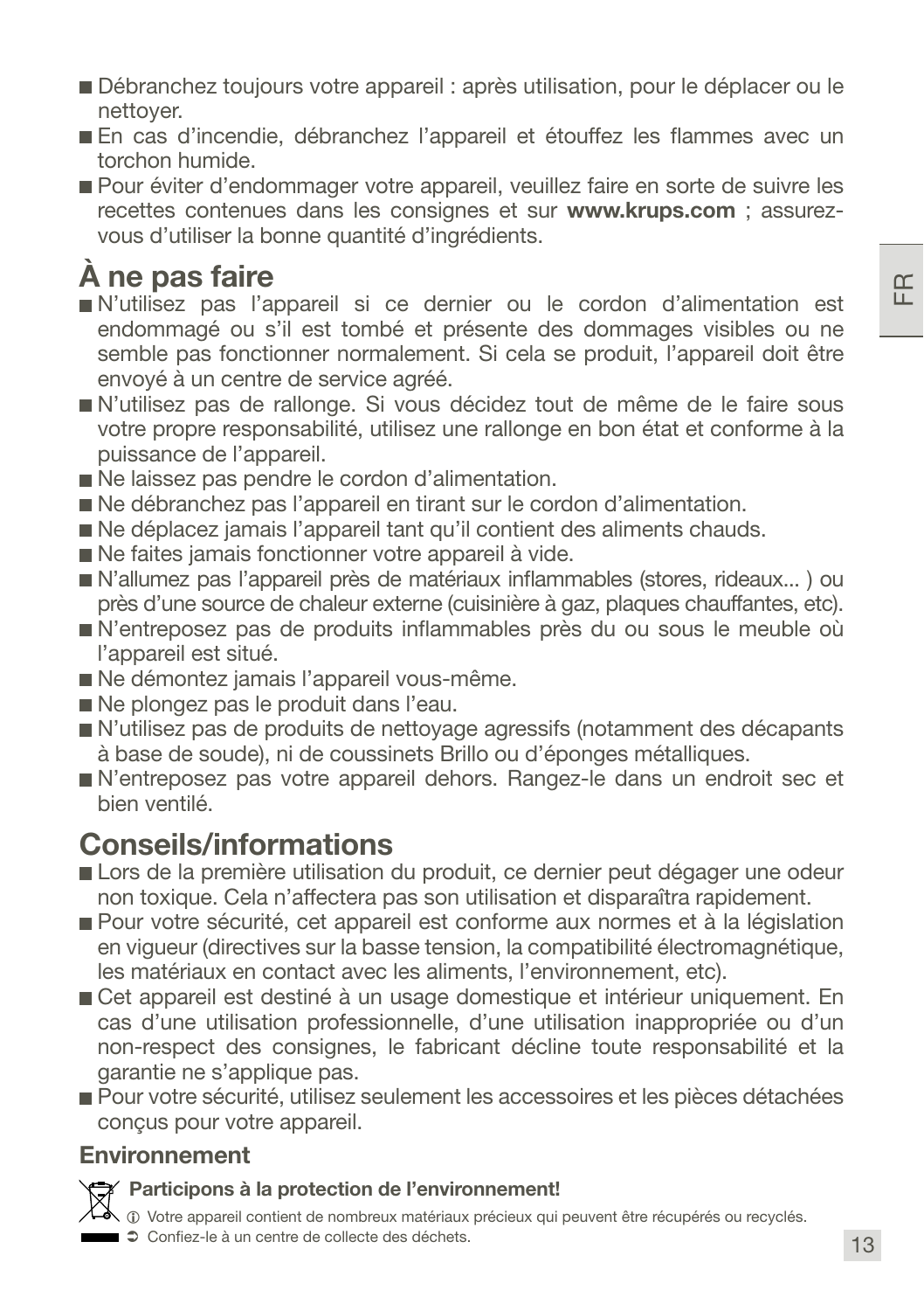- Débranchez toujours votre appareil : après utilisation, pour le déplacer ou le nettoyer.
- En cas d'incendie, débranchez l'appareil et étouffez les flammes avec un torchon humide.
- Pour éviter d'endommager votre appareil, veuillez faire en sorte de suivre les recettes contenues dans les consignes et sur **www.krups.com** ; assurez-vous d'utiliser la bonne quantité d'ingrédients.

## À ne pas faire

- N'utilisez pas l'appareil si ce dernier ou le cordon d'alimentation est endommagé ou s'il est tombé et présente des dommages visibles ou ne semble pas fonctionner normalement. Si cela se produit, l'appareil doit être envoyé à un centre de service agréé.
- N'utilisez pas de rallonge. Si vous décidez tout de même de le faire sous votre propre responsabilité, utilisez une rallonge en bon état et conforme à la puissance de l'appareil.
- Ne laissez pas pendre le cordon d'alimentation.
- Ne débranchez pas l'appareil en tirant sur le cordon d'alimentation.
- Ne déplacez jamais l'appareil tant qu'il contient des aliments chauds.
- Ne faites jamais fonctionner votre appareil à vide.
- N'allumez pas l'appareil près de matériaux inflammables (stores, rideaux... ) ou près d'une source de chaleur externe (cuisinière à gaz, plaques chauffantes, etc).
- N'entreposez pas de produits inflammables près du ou sous le meuble où l'appareil est situé.
- Ne démontez jamais l'appareil vous-même.
- Ne plongez pas le produit dans l'eau.
- N'utilisez pas de produits de nettoyage agressifs (notamment des décapants à base de soude), ni de coussinets Brillo ou d'éponges métalliques.
- N'entreposez pas votre appareil dehors. Rangez-le dans un endroit sec et bien ventilé.

## Conseils/informations

- Lors de la première utilisation du produit, ce dernier peut dégager une odeur non toxique. Cela n'affectera pas son utilisation et disparaîtra rapidement.
- Pour votre sécurité, cet appareil est conforme aux normes et à la législation en vigueur (directives sur la basse tension, la compatibilité électromagnétique, les matériaux en contact avec les aliments, l'environnement, etc).
- Cet appareil est destiné à un usage domestique et intérieur uniquement. En cas d'une utilisation professionnelle, d'une utilisation inappropriée ou d'un non-respect des consignes, le fabricant décline toute responsabilité et la garantie ne s'applique pas.
- Pour votre sécurité, utilisez seulement les accessoires et les pièces détachées conçus pour votre appareil.

### Environnement

**Participons à la protection de l'environnement!**

ⓘ Votre appareil contient de nombreux matériaux précieux qui peuvent être récupérés ou recyclés.

➲ Confiez-le à un centre de collecte des déchets.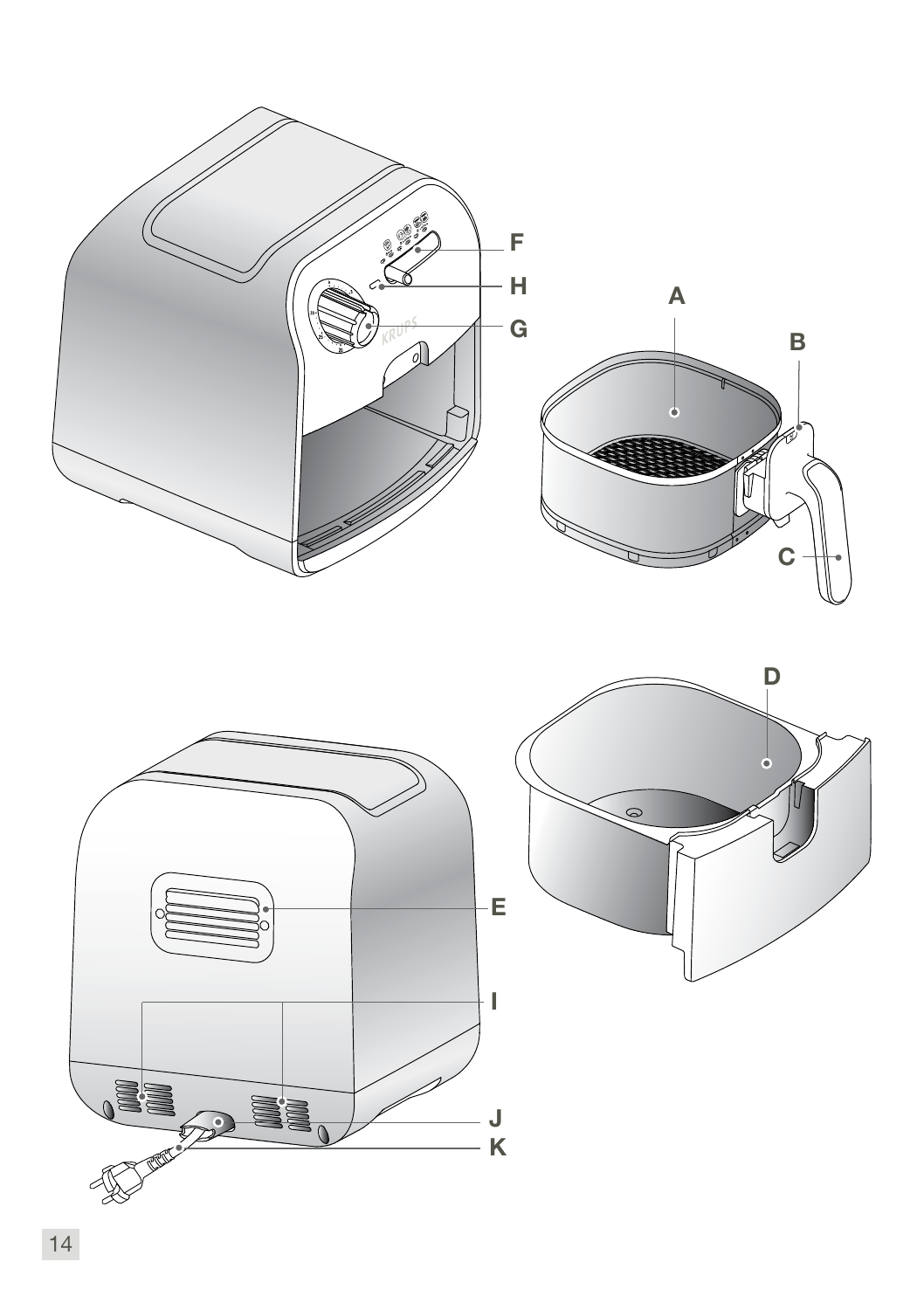F

H

A

G

B

C

D

E

I

J

K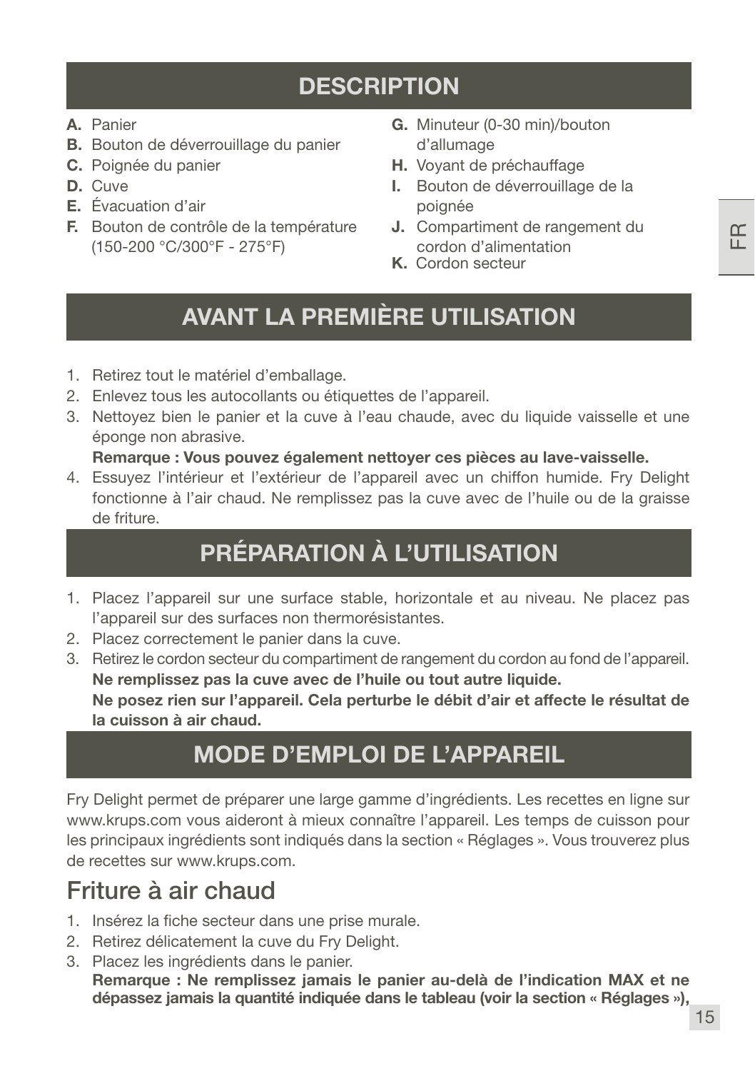## DESCRIPTION

**A.** Panier
**B.** Bouton de déverrouillage du panier
**C.** Poignée du panier
**D.** Cuve
**E.** Évacuation d'air
**F.** Bouton de contrôle de la température (150-200 °C/300°F - 275°F)
**G.** Minuteur (0-30 min)/bouton d'allumage
**H.** Voyant de préchauffage
**I.** Bouton de déverrouillage de la poignée
**J.** Compartiment de rangement du cordon d'alimentation
**K.** Cordon secteur

## AVANT LA PREMIÈRE UTILISATION

1. Retirez tout le matériel d'emballage.
2. Enlevez tous les autocollants ou étiquettes de l'appareil.
3. Nettoyez bien le panier et la cuve à l'eau chaude, avec du liquide vaisselle et une éponge non abrasive.
   **Remarque : Vous pouvez également nettoyer ces pièces au lave-vaisselle.**
4. Essuyez l'intérieur et l'extérieur de l'appareil avec un chiffon humide. Fry Delight fonctionne à l'air chaud. Ne remplissez pas la cuve avec de l'huile ou de la graisse de friture.

## PRÉPARATION À L'UTILISATION

1. Placez l'appareil sur une surface stable, horizontale et au niveau. Ne placez pas l'appareil sur des surfaces non thermorésistantes.
2. Placez correctement le panier dans la cuve.
3. Retirez le cordon secteur du compartiment de rangement du cordon au fond de l'appareil.
   **Ne remplissez pas la cuve avec de l'huile ou tout autre liquide.**
   **Ne posez rien sur l'appareil. Cela perturbe le débit d'air et affecte le résultat de la cuisson à air chaud.**

## MODE D'EMPLOI DE L'APPAREIL

Fry Delight permet de préparer une large gamme d'ingrédients. Les recettes en ligne sur www.krups.com vous aideront à mieux connaître l'appareil. Les temps de cuisson pour les principaux ingrédients sont indiqués dans la section « Réglages ». Vous trouverez plus de recettes sur www.krups.com.

### Friture à air chaud

1. Insérez la fiche secteur dans une prise murale.
2. Retirez délicatement la cuve du Fry Delight.
3. Placez les ingrédients dans le panier.
   **Remarque : Ne remplissez jamais le panier au-delà de l'indication MAX et ne dépassez jamais la quantité indiquée dans le tableau (voir la section « Réglages »),**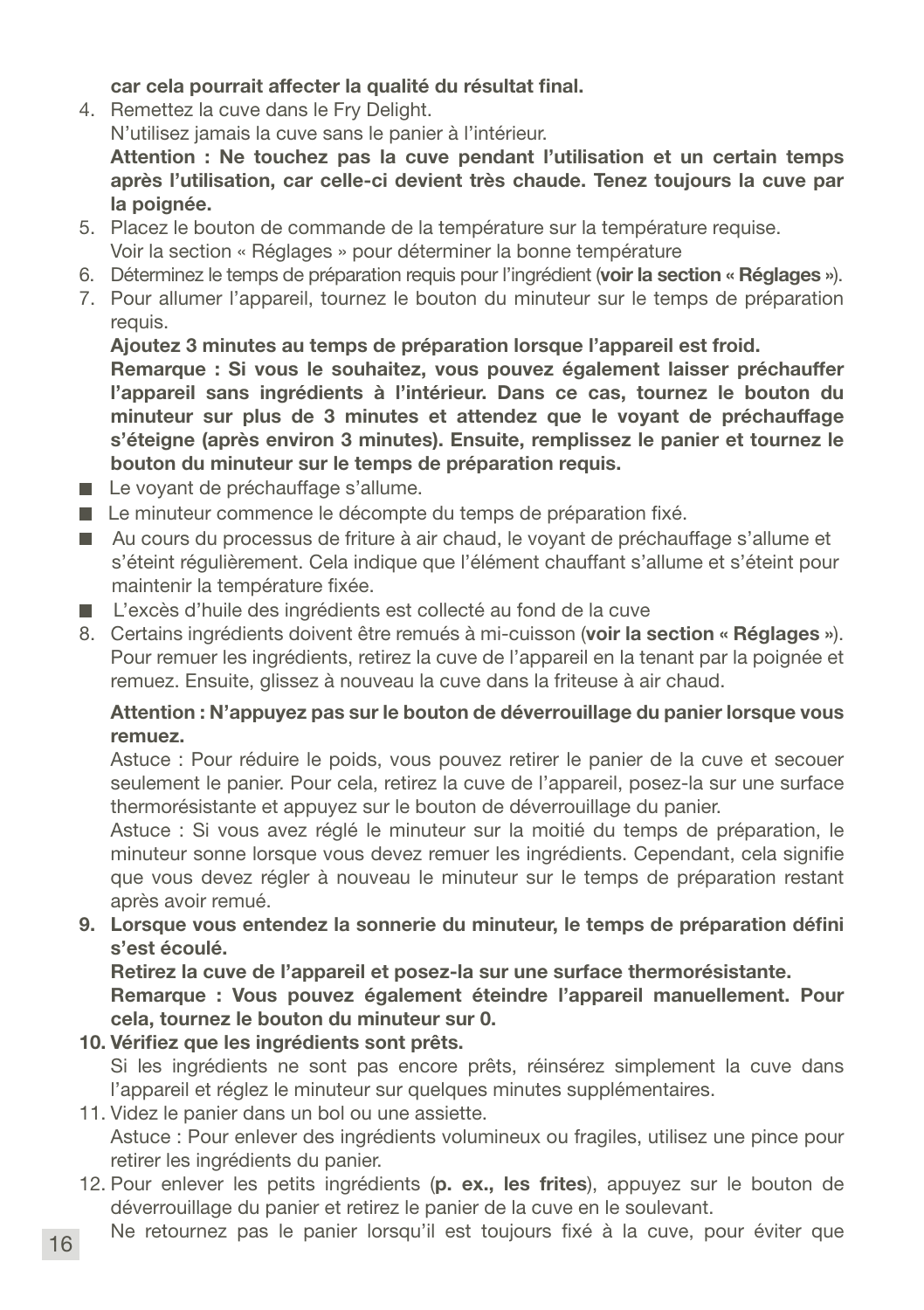**car cela pourrait affecter la qualité du résultat final.**

4. Remettez la cuve dans le Fry Delight.
   N'utilisez jamais la cuve sans le panier à l'intérieur.
   **Attention : Ne touchez pas la cuve pendant l'utilisation et un certain temps après l'utilisation, car celle-ci devient très chaude. Tenez toujours la cuve par la poignée.**
5. Placez le bouton de commande de la température sur la température requise.
   Voir la section « Réglages » pour déterminer la bonne température
6. Déterminez le temps de préparation requis pour l'ingrédient (**voir la section « Réglages »**).
7. Pour allumer l'appareil, tournez le bouton du minuteur sur le temps de préparation requis.
   **Ajoutez 3 minutes au temps de préparation lorsque l'appareil est froid.**
   **Remarque : Si vous le souhaitez, vous pouvez également laisser préchauffer l'appareil sans ingrédients à l'intérieur. Dans ce cas, tournez le bouton du minuteur sur plus de 3 minutes et attendez que le voyant de préchauffage s'éteigne (après environ 3 minutes). Ensuite, remplissez le panier et tournez le bouton du minuteur sur le temps de préparation requis.**

- Le voyant de préchauffage s'allume.
- Le minuteur commence le décompte du temps de préparation fixé.
- Au cours du processus de friture à air chaud, le voyant de préchauffage s'allume et s'éteint régulièrement. Cela indique que l'élément chauffant s'allume et s'éteint pour maintenir la température fixée.
- L'excès d'huile des ingrédients est collecté au fond de la cuve

8. Certains ingrédients doivent être remués à mi-cuisson (**voir la section « Réglages »**). Pour remuer les ingrédients, retirez la cuve de l'appareil en la tenant par la poignée et remuez. Ensuite, glissez à nouveau la cuve dans la friteuse à air chaud.

   **Attention : N'appuyez pas sur le bouton de déverrouillage du panier lorsque vous remuez.**
   Astuce : Pour réduire le poids, vous pouvez retirer le panier de la cuve et secouer seulement le panier. Pour cela, retirez la cuve de l'appareil, posez-la sur une surface thermorésistante et appuyez sur le bouton de déverrouillage du panier.
   Astuce : Si vous avez réglé le minuteur sur la moitié du temps de préparation, le minuteur sonne lorsque vous devez remuer les ingrédients. Cependant, cela signifie que vous devez régler à nouveau le minuteur sur le temps de préparation restant après avoir remué.
9. **Lorsque vous entendez la sonnerie du minuteur, le temps de préparation défini s'est écoulé.**
   **Retirez la cuve de l'appareil et posez-la sur une surface thermorésistante.**
   **Remarque : Vous pouvez également éteindre l'appareil manuellement. Pour cela, tournez le bouton du minuteur sur 0.**
10. **Vérifiez que les ingrédients sont prêts.**
    Si les ingrédients ne sont pas encore prêts, réinsérez simplement la cuve dans l'appareil et réglez le minuteur sur quelques minutes supplémentaires.
11. Videz le panier dans un bol ou une assiette.
    Astuce : Pour enlever des ingrédients volumineux ou fragiles, utilisez une pince pour retirer les ingrédients du panier.
12. Pour enlever les petits ingrédients (**p. ex., les frites**), appuyez sur le bouton de déverrouillage du panier et retirez le panier de la cuve en le soulevant.
    Ne retournez pas le panier lorsqu'il est toujours fixé à la cuve, pour éviter que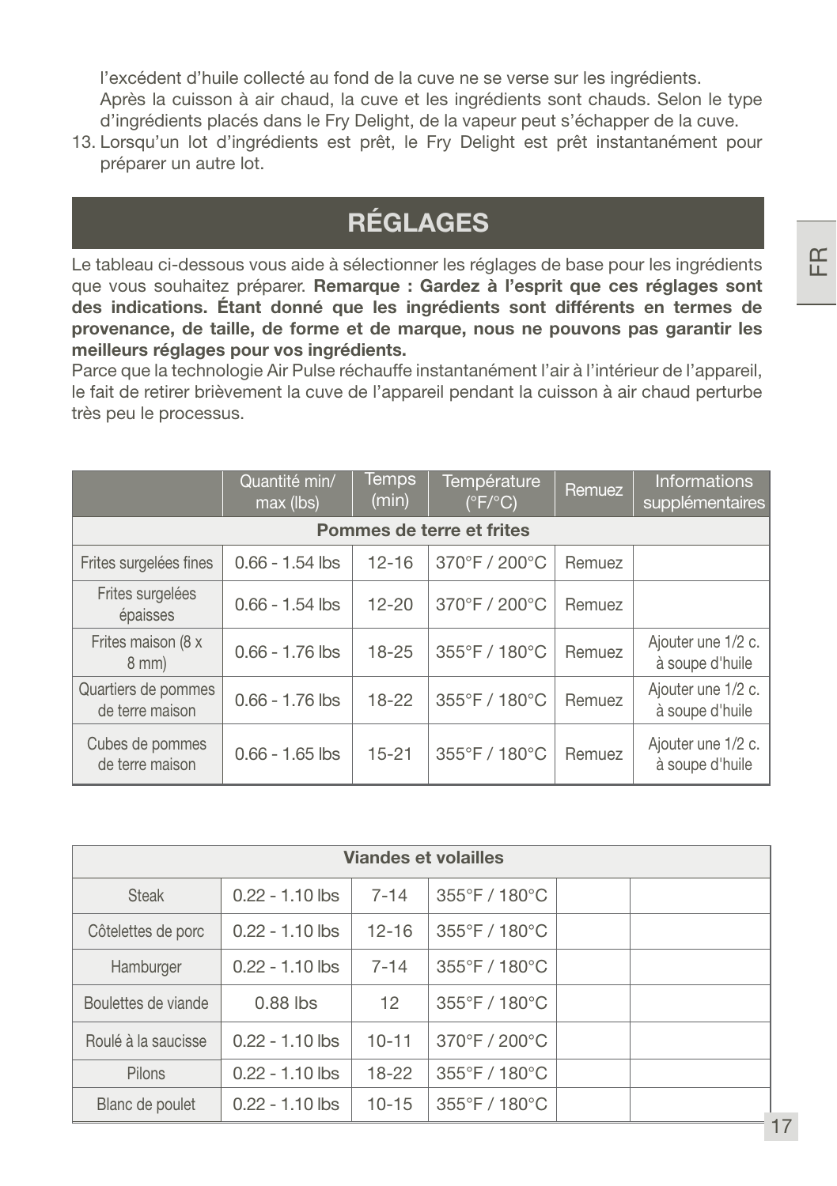l'excédent d'huile collecté au fond de la cuve ne se verse sur les ingrédients.
Après la cuisson à air chaud, la cuve et les ingrédients sont chauds. Selon le type d'ingrédients placés dans le Fry Delight, de la vapeur peut s'échapper de la cuve.

13. Lorsqu'un lot d'ingrédients est prêt, le Fry Delight est prêt instantanément pour préparer un autre lot.

## RÉGLAGES

Le tableau ci-dessous vous aide à sélectionner les réglages de base pour les ingrédients que vous souhaitez préparer. **Remarque : Gardez à l'esprit que ces réglages sont des indications. Étant donné que les ingrédients sont différents en termes de provenance, de taille, de forme et de marque, nous ne pouvons pas garantir les meilleurs réglages pour vos ingrédients.**
Parce que la technologie Air Pulse réchauffe instantanément l'air à l'intérieur de l'appareil, le fait de retirer brièvement la cuve de l'appareil pendant la cuisson à air chaud perturbe très peu le processus.

| | Quantité min/ max (lbs) | Temps (min) | Température (°F/°C) | Remuez | Informations supplémentaires |
|---|---|---|---|---|---|
| **Pommes de terre et frites** | | | | | |
| Frites surgelées fines | 0.66 - 1.54 lbs | 12-16 | 370°F / 200°C | Remuez | |
| Frites surgelées épaisses | 0.66 - 1.54 lbs | 12-20 | 370°F / 200°C | Remuez | |
| Frites maison (8 x 8 mm) | 0.66 - 1.76 lbs | 18-25 | 355°F / 180°C | Remuez | Ajouter une 1/2 c. à soupe d'huile |
| Quartiers de pommes de terre maison | 0.66 - 1.76 lbs | 18-22 | 355°F / 180°C | Remuez | Ajouter une 1/2 c. à soupe d'huile |
| Cubes de pommes de terre maison | 0.66 - 1.65 lbs | 15-21 | 355°F / 180°C | Remuez | Ajouter une 1/2 c. à soupe d'huile |

| **Viandes et volailles** | | | | | |
|---|---|---|---|---|---|
| Steak | 0.22 - 1.10 lbs | 7-14 | 355°F / 180°C | | |
| Côtelettes de porc | 0.22 - 1.10 lbs | 12-16 | 355°F / 180°C | | |
| Hamburger | 0.22 - 1.10 lbs | 7-14 | 355°F / 180°C | | |
| Boulettes de viande | 0.88 lbs | 12 | 355°F / 180°C | | |
| Roulé à la saucisse | 0.22 - 1.10 lbs | 10-11 | 370°F / 200°C | | |
| Pilons | 0.22 - 1.10 lbs | 18-22 | 355°F / 180°C | | |
| Blanc de poulet | 0.22 - 1.10 lbs | 10-15 | 355°F / 180°C | | |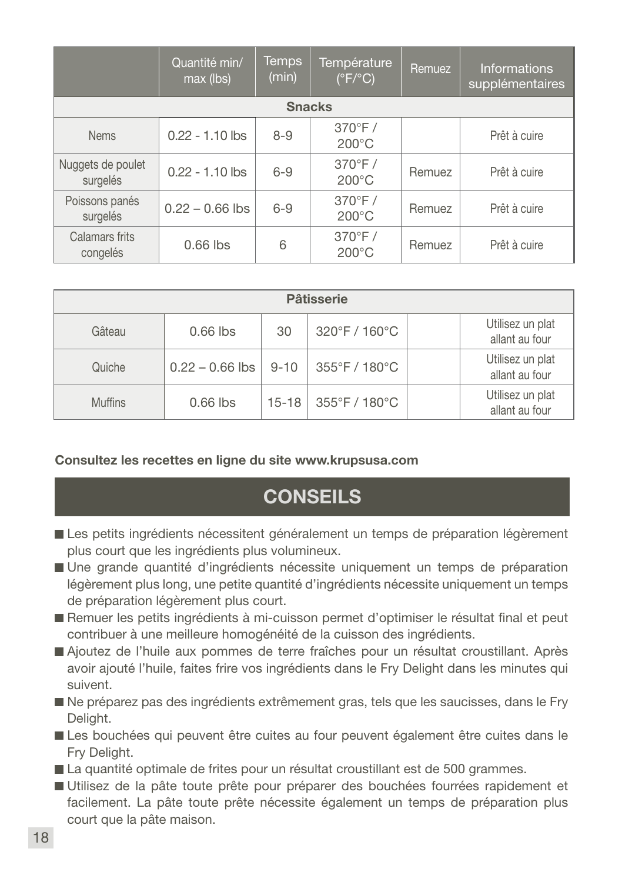| | Quantité min/ max (lbs) | Temps (min) | Température (°F/°C) | Remuez | Informations supplémentaires |
|---|---|---|---|---|---|
| **Snacks** | | | | | |
| Nems | 0.22 - 1.10 lbs | 8-9 | 370°F / 200°C | | Prêt à cuire |
| Nuggets de poulet surgelés | 0.22 - 1.10 lbs | 6-9 | 370°F / 200°C | Remuez | Prêt à cuire |
| Poissons panés surgelés | 0.22 – 0.66 lbs | 6-9 | 370°F / 200°C | Remuez | Prêt à cuire |
| Calamars frits congelés | 0.66 lbs | 6 | 370°F / 200°C | Remuez | Prêt à cuire |
| **Pâtisserie** | | | | | |
| Gâteau | 0.66 lbs | 30 | 320°F / 160°C | | Utilisez un plat allant au four |
| Quiche | 0.22 – 0.66 lbs | 9-10 | 355°F / 180°C | | Utilisez un plat allant au four |
| Muffins | 0.66 lbs | 15-18 | 355°F / 180°C | | Utilisez un plat allant au four |

**Consultez les recettes en ligne du site www.krupsusa.com**

## CONSEILS

- Les petits ingrédients nécessitent généralement un temps de préparation légèrement plus court que les ingrédients plus volumineux.
- Une grande quantité d'ingrédients nécessite uniquement un temps de préparation légèrement plus long, une petite quantité d'ingrédients nécessite uniquement un temps de préparation légèrement plus court.
- Remuer les petits ingrédients à mi-cuisson permet d'optimiser le résultat final et peut contribuer à une meilleure homogénéité de la cuisson des ingrédients.
- Ajoutez de l'huile aux pommes de terre fraîches pour un résultat croustillant. Après avoir ajouté l'huile, faites frire vos ingrédients dans le Fry Delight dans les minutes qui suivent.
- Ne préparez pas des ingrédients extrêmement gras, tels que les saucisses, dans le Fry Delight.
- Les bouchées qui peuvent être cuites au four peuvent également être cuites dans le Fry Delight.
- La quantité optimale de frites pour un résultat croustillant est de 500 grammes.
- Utilisez de la pâte toute prête pour préparer des bouchées fourrées rapidement et facilement. La pâte toute prête nécessite également un temps de préparation plus court que la pâte maison.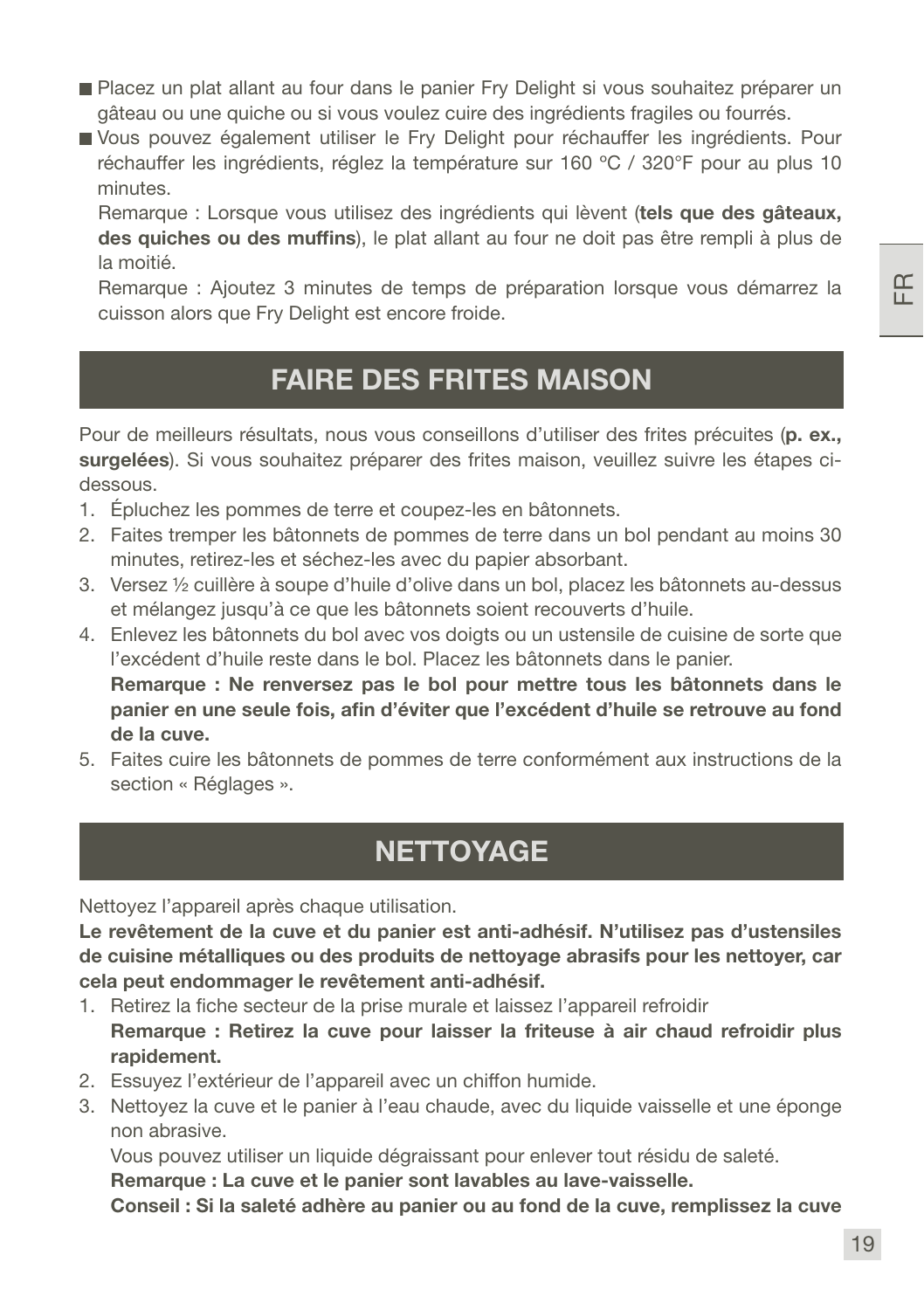- Placez un plat allant au four dans le panier Fry Delight si vous souhaitez préparer un gâteau ou une quiche ou si vous voulez cuire des ingrédients fragiles ou fourrés.
- Vous pouvez également utiliser le Fry Delight pour réchauffer les ingrédients. Pour réchauffer les ingrédients, réglez la température sur 160 ºC / 320°F pour au plus 10 minutes.

  Remarque : Lorsque vous utilisez des ingrédients qui lèvent (**tels que des gâteaux, des quiches ou des muffins**), le plat allant au four ne doit pas être rempli à plus de la moitié.

  Remarque : Ajoutez 3 minutes de temps de préparation lorsque vous démarrez la cuisson alors que Fry Delight est encore froide.

## FAIRE DES FRITES MAISON

Pour de meilleurs résultats, nous vous conseillons d'utiliser des frites précuites (**p. ex., surgelées**). Si vous souhaitez préparer des frites maison, veuillez suivre les étapes ci-dessous.

1. Épluchez les pommes de terre et coupez-les en bâtonnets.
2. Faites tremper les bâtonnets de pommes de terre dans un bol pendant au moins 30 minutes, retirez-les et séchez-les avec du papier absorbant.
3. Versez ½ cuillère à soupe d'huile d'olive dans un bol, placez les bâtonnets au-dessus et mélangez jusqu'à ce que les bâtonnets soient recouverts d'huile.
4. Enlevez les bâtonnets du bol avec vos doigts ou un ustensile de cuisine de sorte que l'excédent d'huile reste dans le bol. Placez les bâtonnets dans le panier.

   **Remarque : Ne renversez pas le bol pour mettre tous les bâtonnets dans le panier en une seule fois, afin d'éviter que l'excédent d'huile se retrouve au fond de la cuve.**
5. Faites cuire les bâtonnets de pommes de terre conformément aux instructions de la section « Réglages ».

## NETTOYAGE

Nettoyez l'appareil après chaque utilisation.

**Le revêtement de la cuve et du panier est anti-adhésif. N'utilisez pas d'ustensiles de cuisine métalliques ou des produits de nettoyage abrasifs pour les nettoyer, car cela peut endommager le revêtement anti-adhésif.**

1. Retirez la fiche secteur de la prise murale et laissez l'appareil refroidir

   **Remarque : Retirez la cuve pour laisser la friteuse à air chaud refroidir plus rapidement.**
2. Essuyez l'extérieur de l'appareil avec un chiffon humide.
3. Nettoyez la cuve et le panier à l'eau chaude, avec du liquide vaisselle et une éponge non abrasive.

   Vous pouvez utiliser un liquide dégraissant pour enlever tout résidu de saleté.

   **Remarque : La cuve et le panier sont lavables au lave-vaisselle.**

   **Conseil : Si la saleté adhère au panier ou au fond de la cuve, remplissez la cuve**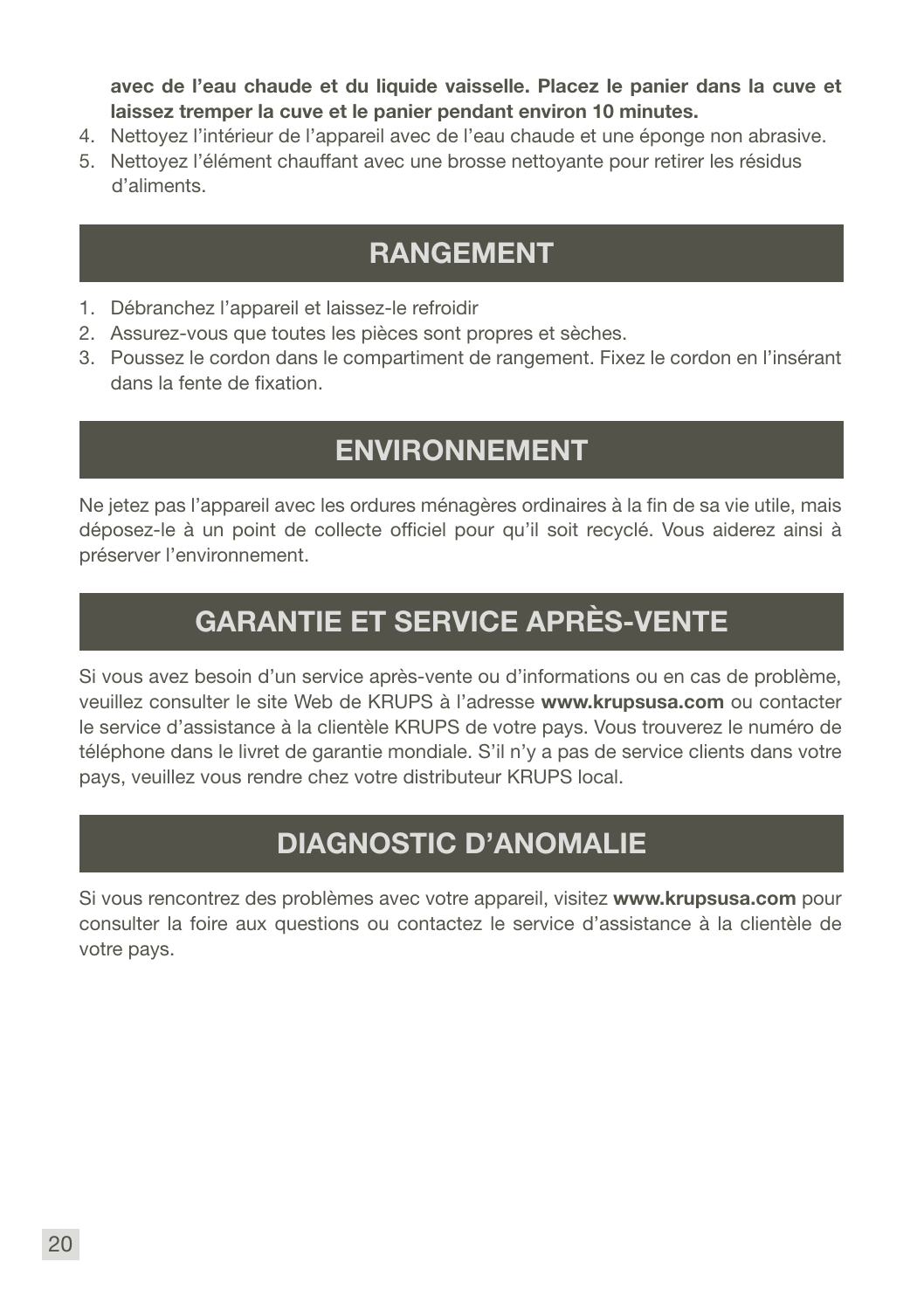**avec de l'eau chaude et du liquide vaisselle. Placez le panier dans la cuve et laissez tremper la cuve et le panier pendant environ 10 minutes.**

4. Nettoyez l'intérieur de l'appareil avec de l'eau chaude et une éponge non abrasive.
5. Nettoyez l'élément chauffant avec une brosse nettoyante pour retirer les résidus d'aliments.

## RANGEMENT

1. Débranchez l'appareil et laissez-le refroidir
2. Assurez-vous que toutes les pièces sont propres et sèches.
3. Poussez le cordon dans le compartiment de rangement. Fixez le cordon en l'insérant dans la fente de fixation.

## ENVIRONNEMENT

Ne jetez pas l'appareil avec les ordures ménagères ordinaires à la fin de sa vie utile, mais déposez-le à un point de collecte officiel pour qu'il soit recyclé. Vous aiderez ainsi à préserver l'environnement.

## GARANTIE ET SERVICE APRÈS-VENTE

Si vous avez besoin d'un service après-vente ou d'informations ou en cas de problème, veuillez consulter le site Web de KRUPS à l'adresse **www.krupsusa.com** ou contacter le service d'assistance à la clientèle KRUPS de votre pays. Vous trouverez le numéro de téléphone dans le livret de garantie mondiale. S'il n'y a pas de service clients dans votre pays, veuillez vous rendre chez votre distributeur KRUPS local.

## DIAGNOSTIC D'ANOMALIE

Si vous rencontrez des problèmes avec votre appareil, visitez **www.krupsusa.com** pour consulter la foire aux questions ou contactez le service d'assistance à la clientèle de votre pays.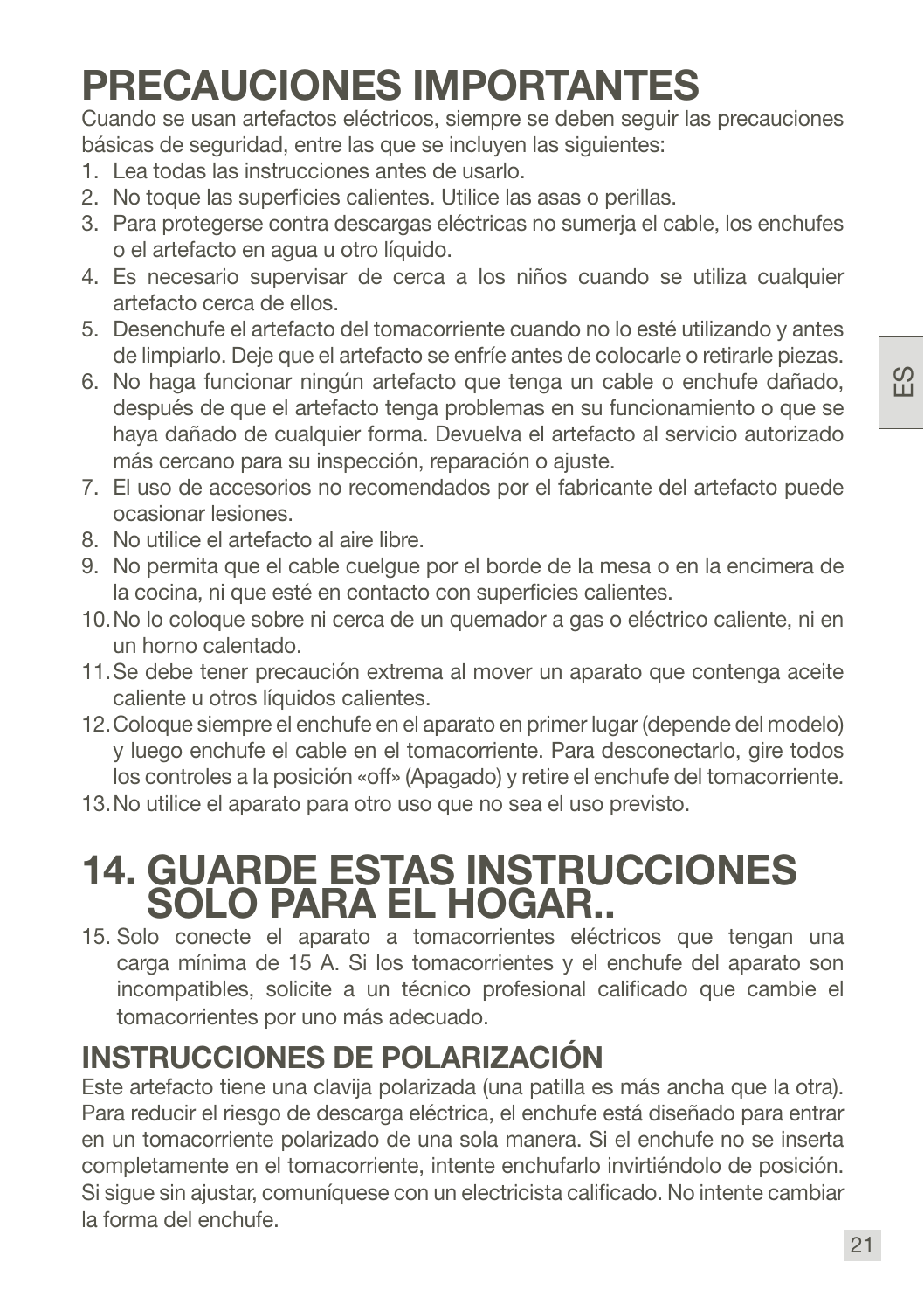# PRECAUCIONES IMPORTANTES

Cuando se usan artefactos eléctricos, siempre se deben seguir las precauciones básicas de seguridad, entre las que se incluyen las siguientes:

1. Lea todas las instrucciones antes de usarlo.
2. No toque las superficies calientes. Utilice las asas o perillas.
3. Para protegerse contra descargas eléctricas no sumerja el cable, los enchufes o el artefacto en agua u otro líquido.
4. Es necesario supervisar de cerca a los niños cuando se utiliza cualquier artefacto cerca de ellos.
5. Desenchufe el artefacto del tomacorriente cuando no lo esté utilizando y antes de limpiarlo. Deje que el artefacto se enfríe antes de colocarle o retirarle piezas.
6. No haga funcionar ningún artefacto que tenga un cable o enchufe dañado, después de que el artefacto tenga problemas en su funcionamiento o que se haya dañado de cualquier forma. Devuelva el artefacto al servicio autorizado más cercano para su inspección, reparación o ajuste.
7. El uso de accesorios no recomendados por el fabricante del artefacto puede ocasionar lesiones.
8. No utilice el artefacto al aire libre.
9. No permita que el cable cuelgue por el borde de la mesa o en la encimera de la cocina, ni que esté en contacto con superficies calientes.
10. No lo coloque sobre ni cerca de un quemador a gas o eléctrico caliente, ni en un horno calentado.
11. Se debe tener precaución extrema al mover un aparato que contenga aceite caliente u otros líquidos calientes.
12. Coloque siempre el enchufe en el aparato en primer lugar (depende del modelo) y luego enchufe el cable en el tomacorriente. Para desconectarlo, gire todos los controles a la posición «off» (Apagado) y retire el enchufe del tomacorriente.
13. No utilice el aparato para otro uso que no sea el uso previsto.

# 14. GUARDE ESTAS INSTRUCCIONES SOLO PARA EL HOGAR..

15. Solo conecte el aparato a tomacorrientes eléctricos que tengan una carga mínima de 15 A. Si los tomacorrientes y el enchufe del aparato son incompatibles, solicite a un técnico profesional calificado que cambie el tomacorrientes por uno más adecuado.

## INSTRUCCIONES DE POLARIZACIÓN

Este artefacto tiene una clavija polarizada (una patilla es más ancha que la otra). Para reducir el riesgo de descarga eléctrica, el enchufe está diseñado para entrar en un tomacorriente polarizado de una sola manera. Si el enchufe no se inserta completamente en el tomacorriente, intente enchufarlo invirtiéndolo de posición. Si sigue sin ajustar, comuníquese con un electricista calificado. No intente cambiar la forma del enchufe.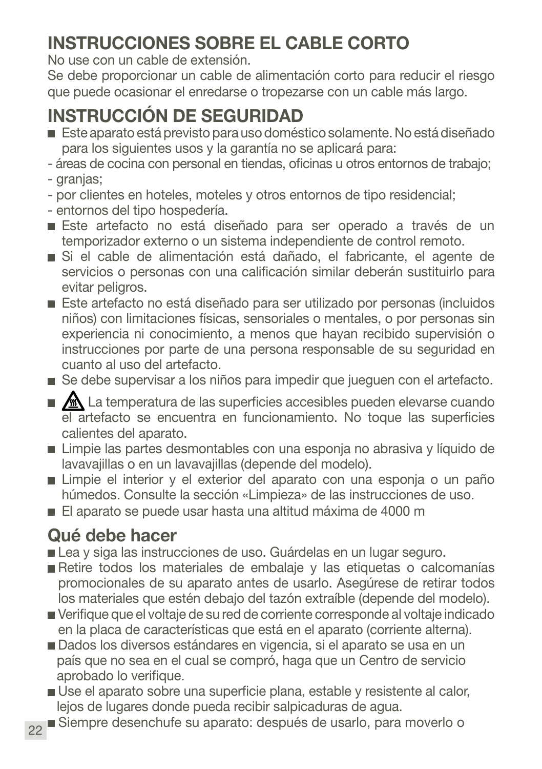## INSTRUCCIONES SOBRE EL CABLE CORTO

No use con un cable de extensión.
Se debe proporcionar un cable de alimentación corto para reducir el riesgo que puede ocasionar el enredarse o tropezarse con un cable más largo.

## INSTRUCCIÓN DE SEGURIDAD

- Este aparato está previsto para uso doméstico solamente. No está diseñado para los siguientes usos y la garantía no se aplicará para:
- áreas de cocina con personal en tiendas, oficinas u otros entornos de trabajo;
- granjas;
- por clientes en hoteles, moteles y otros entornos de tipo residencial;
- entornos del tipo hospedería.
- Este artefacto no está diseñado para ser operado a través de un temporizador externo o un sistema independiente de control remoto.
- Si el cable de alimentación está dañado, el fabricante, el agente de servicios o personas con una calificación similar deberán sustituirlo para evitar peligros.
- Este artefacto no está diseñado para ser utilizado por personas (incluidos niños) con limitaciones físicas, sensoriales o mentales, o por personas sin experiencia ni conocimiento, a menos que hayan recibido supervisión o instrucciones por parte de una persona responsable de su seguridad en cuanto al uso del artefacto.
- Se debe supervisar a los niños para impedir que jueguen con el artefacto.
- La temperatura de las superficies accesibles pueden elevarse cuando el artefacto se encuentra en funcionamiento. No toque las superficies calientes del aparato.
- Limpie las partes desmontables con una esponja no abrasiva y líquido de lavavajillas o en un lavavajillas (depende del modelo).
- Limpie el interior y el exterior del aparato con una esponja o un paño húmedos. Consulte la sección «Limpieza» de las instrucciones de uso.
- El aparato se puede usar hasta una altitud máxima de 4000 m

## Qué debe hacer

- Lea y siga las instrucciones de uso. Guárdelas en un lugar seguro.
- Retire todos los materiales de embalaje y las etiquetas o calcomanías promocionales de su aparato antes de usarlo. Asegúrese de retirar todos los materiales que estén debajo del tazón extraíble (depende del modelo).
- Verifique que el voltaje de su red de corriente corresponde al voltaje indicado en la placa de características que está en el aparato (corriente alterna).
- Dados los diversos estándares en vigencia, si el aparato se usa en un país que no sea en el cual se compró, haga que un Centro de servicio aprobado lo verifique.
- Use el aparato sobre una superficie plana, estable y resistente al calor, lejos de lugares donde pueda recibir salpicaduras de agua.
- Siempre desenchufe su aparato: después de usarlo, para moverlo o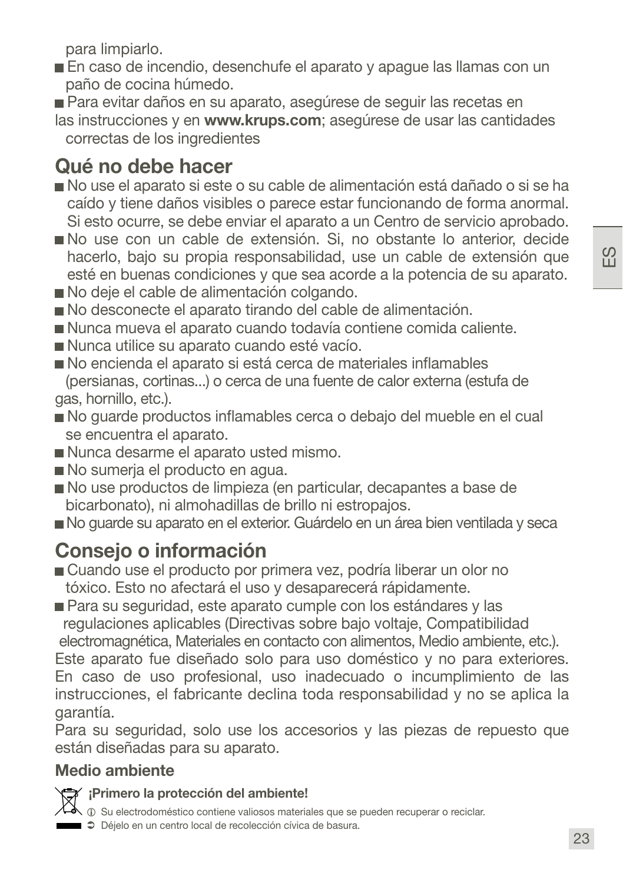para limpiarlo.

- En caso de incendio, desenchufe el aparato y apague las llamas con un paño de cocina húmedo.
- Para evitar daños en su aparato, asegúrese de seguir las recetas en las instrucciones y en **www.krups.com**; asegúrese de usar las cantidades correctas de los ingredientes

## Qué no debe hacer

- No use el aparato si este o su cable de alimentación está dañado o si se ha caído y tiene daños visibles o parece estar funcionando de forma anormal. Si esto ocurre, se debe enviar el aparato a un Centro de servicio aprobado.
- No use con un cable de extensión. Si, no obstante lo anterior, decide hacerlo, bajo su propia responsabilidad, use un cable de extensión que esté en buenas condiciones y que sea acorde a la potencia de su aparato.
- No deje el cable de alimentación colgando.
- No desconecte el aparato tirando del cable de alimentación.
- Nunca mueva el aparato cuando todavía contiene comida caliente.
- Nunca utilice su aparato cuando esté vacío.
- No encienda el aparato si está cerca de materiales inflamables (persianas, cortinas...) o cerca de una fuente de calor externa (estufa de gas, hornillo, etc.).
- No guarde productos inflamables cerca o debajo del mueble en el cual se encuentra el aparato.
- Nunca desarme el aparato usted mismo.
- No sumerja el producto en agua.
- No use productos de limpieza (en particular, decapantes a base de bicarbonato), ni almohadillas de brillo ni estropajos.
- No guarde su aparato en el exterior. Guárdelo en un área bien ventilada y seca

## Consejo o información

- Cuando use el producto por primera vez, podría liberar un olor no tóxico. Esto no afectará el uso y desaparecerá rápidamente.
- Para su seguridad, este aparato cumple con los estándares y las regulaciones aplicables (Directivas sobre bajo voltaje, Compatibilidad electromagnética, Materiales en contacto con alimentos, Medio ambiente, etc.).

Este aparato fue diseñado solo para uso doméstico y no para exteriores. En caso de uso profesional, uso inadecuado o incumplimiento de las instrucciones, el fabricante declina toda responsabilidad y no se aplica la garantía.

Para su seguridad, solo use los accesorios y las piezas de repuesto que están diseñadas para su aparato.

### Medio ambiente

**¡Primero la protección del ambiente!**

ⓘ Su electrodoméstico contiene valiosos materiales que se pueden recuperar o reciclar.

➲ Déjelo en un centro local de recolección cívica de basura.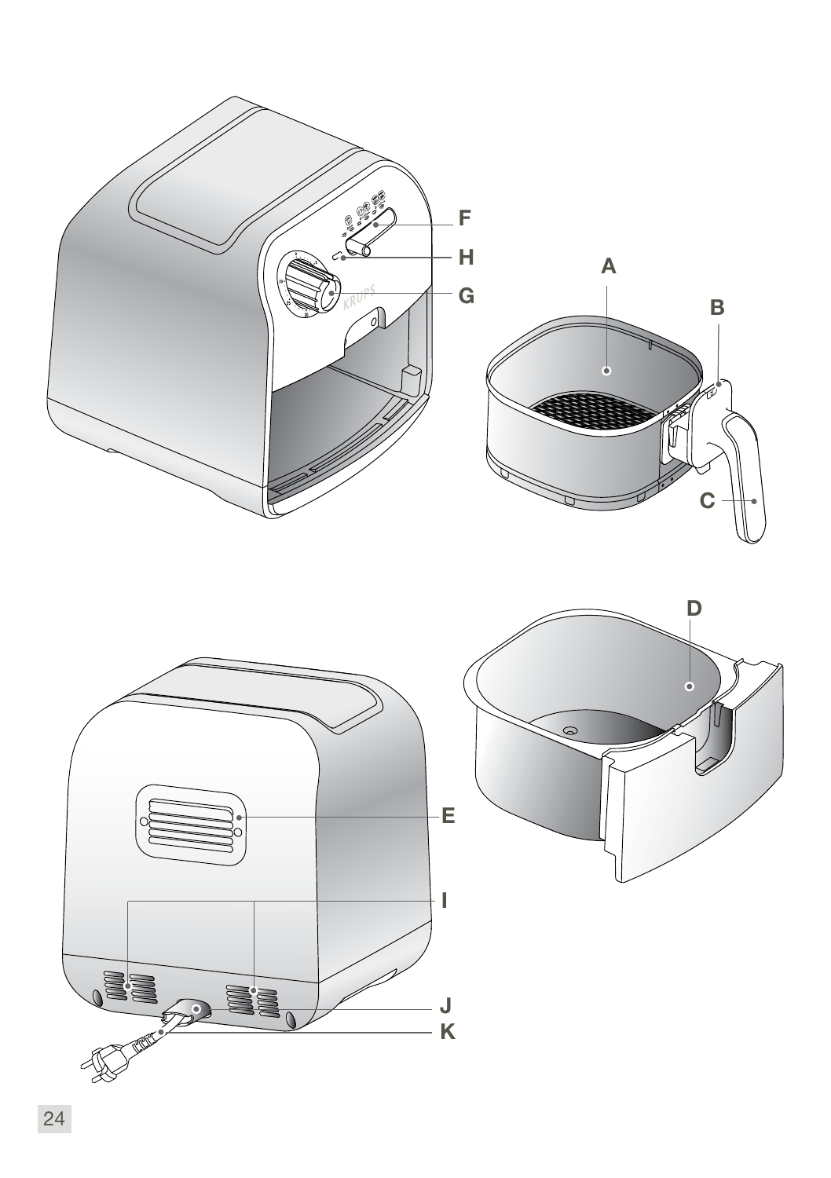F

H

G

A

B

C

D

E

I

J

K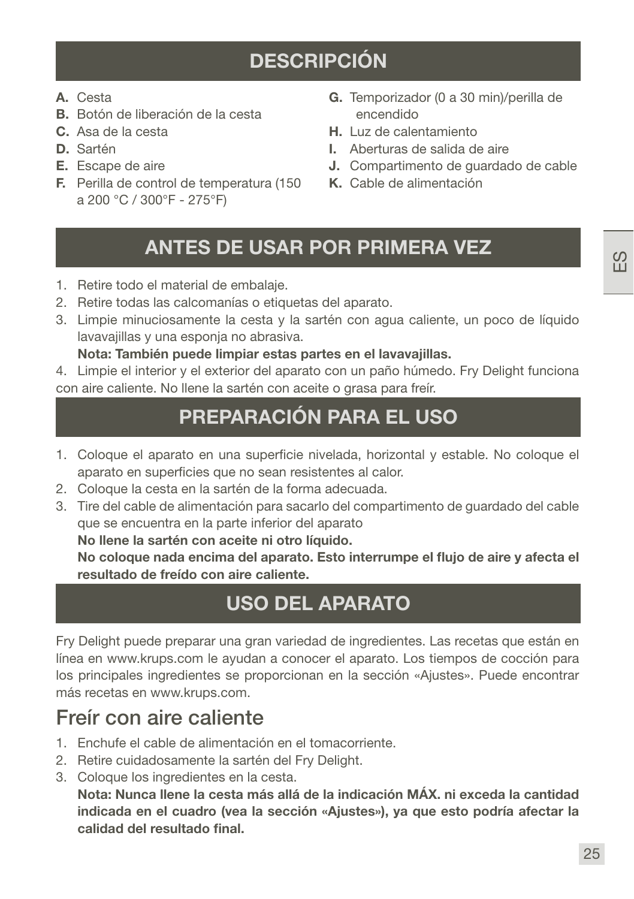## DESCRIPCIÓN

- **A.** Cesta
- **B.** Botón de liberación de la cesta
- **C.** Asa de la cesta
- **D.** Sartén
- **E.** Escape de aire
- **F.** Perilla de control de temperatura (150 a 200 °C / 300°F - 275°F)
- **G.** Temporizador (0 a 30 min)/perilla de encendido
- **H.** Luz de calentamiento
- **I.** Aberturas de salida de aire
- **J.** Compartimento de guardado de cable
- **K.** Cable de alimentación

## ANTES DE USAR POR PRIMERA VEZ

1. Retire todo el material de embalaje.
2. Retire todas las calcomanías o etiquetas del aparato.
3. Limpie minuciosamente la cesta y la sartén con agua caliente, un poco de líquido lavavajillas y una esponja no abrasiva.
   **Nota: También puede limpiar estas partes en el lavavajillas.**
4. Limpie el interior y el exterior del aparato con un paño húmedo. Fry Delight funciona con aire caliente. No llene la sartén con aceite o grasa para freír.

## PREPARACIÓN PARA EL USO

1. Coloque el aparato en una superficie nivelada, horizontal y estable. No coloque el aparato en superficies que no sean resistentes al calor.
2. Coloque la cesta en la sartén de la forma adecuada.
3. Tire del cable de alimentación para sacarlo del compartimento de guardado del cable que se encuentra en la parte inferior del aparato
   **No llene la sartén con aceite ni otro líquido.**
   **No coloque nada encima del aparato. Esto interrumpe el flujo de aire y afecta el resultado de freído con aire caliente.**

## USO DEL APARATO

Fry Delight puede preparar una gran variedad de ingredientes. Las recetas que están en línea en www.krups.com le ayudan a conocer el aparato. Los tiempos de cocción para los principales ingredientes se proporcionan en la sección «Ajustes». Puede encontrar más recetas en www.krups.com.

### Freír con aire caliente

1. Enchufe el cable de alimentación en el tomacorriente.
2. Retire cuidadosamente la sartén del Fry Delight.
3. Coloque los ingredientes en la cesta.
   **Nota: Nunca llene la cesta más allá de la indicación MÁX. ni exceda la cantidad indicada en el cuadro (vea la sección «Ajustes»), ya que esto podría afectar la calidad del resultado final.**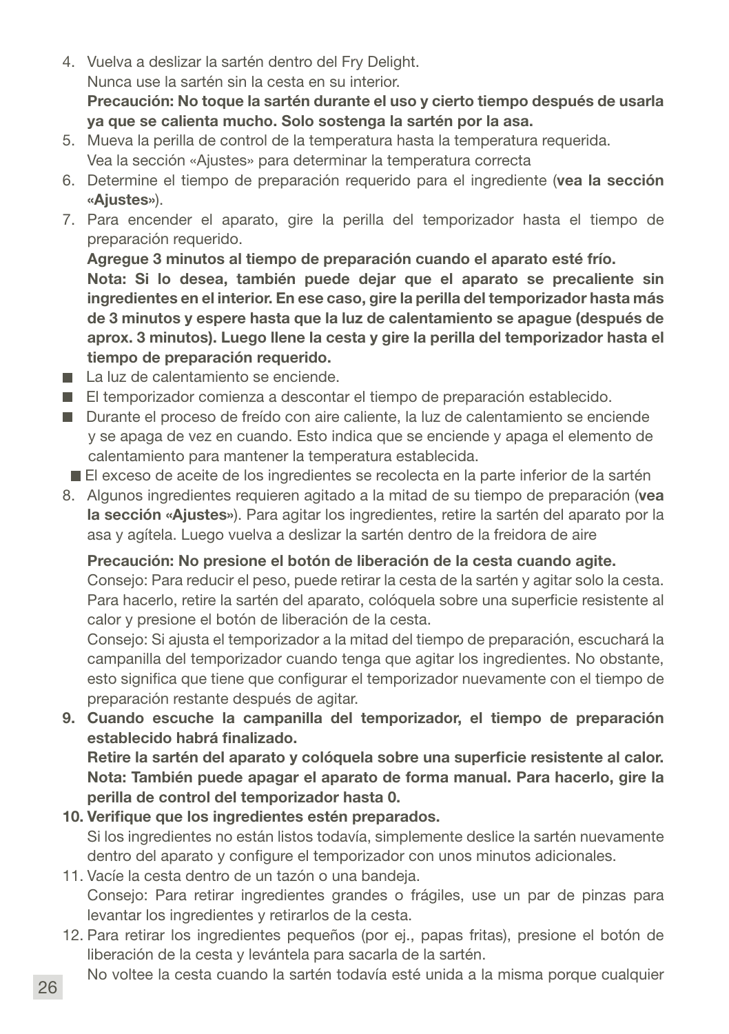4. Vuelva a deslizar la sartén dentro del Fry Delight.
   Nunca use la sartén sin la cesta en su interior.
   **Precaución: No toque la sartén durante el uso y cierto tiempo después de usarla ya que se calienta mucho. Solo sostenga la sartén por la asa.**
5. Mueva la perilla de control de la temperatura hasta la temperatura requerida.
   Vea la sección «Ajustes» para determinar la temperatura correcta
6. Determine el tiempo de preparación requerido para el ingrediente (**vea la sección «Ajustes»**).
7. Para encender el aparato, gire la perilla del temporizador hasta el tiempo de preparación requerido.
   **Agregue 3 minutos al tiempo de preparación cuando el aparato esté frío.**
   **Nota: Si lo desea, también puede dejar que el aparato se precaliente sin ingredientes en el interior. En ese caso, gire la perilla del temporizador hasta más de 3 minutos y espere hasta que la luz de calentamiento se apague (después de aprox. 3 minutos). Luego llene la cesta y gire la perilla del temporizador hasta el tiempo de preparación requerido.**

- La luz de calentamiento se enciende.
- El temporizador comienza a descontar el tiempo de preparación establecido.
- Durante el proceso de freído con aire caliente, la luz de calentamiento se enciende y se apaga de vez en cuando. Esto indica que se enciende y apaga el elemento de calentamiento para mantener la temperatura establecida.
- El exceso de aceite de los ingredientes se recolecta en la parte inferior de la sartén

8. Algunos ingredientes requieren agitado a la mitad de su tiempo de preparación (**vea la sección «Ajustes»**). Para agitar los ingredientes, retire la sartén del aparato por la asa y agítela. Luego vuelva a deslizar la sartén dentro de la freidora de aire

   **Precaución: No presione el botón de liberación de la cesta cuando agite.**
   Consejo: Para reducir el peso, puede retirar la cesta de la sartén y agitar solo la cesta. Para hacerlo, retire la sartén del aparato, colóquela sobre una superficie resistente al calor y presione el botón de liberación de la cesta.
   Consejo: Si ajusta el temporizador a la mitad del tiempo de preparación, escuchará la campanilla del temporizador cuando tenga que agitar los ingredientes. No obstante, esto significa que tiene que configurar el temporizador nuevamente con el tiempo de preparación restante después de agitar.
9. **Cuando escuche la campanilla del temporizador, el tiempo de preparación establecido habrá finalizado.**
   **Retire la sartén del aparato y colóquela sobre una superficie resistente al calor.**
   **Nota: También puede apagar el aparato de forma manual. Para hacerlo, gire la perilla de control del temporizador hasta 0.**
10. **Verifique que los ingredientes estén preparados.**
    Si los ingredientes no están listos todavía, simplemente deslice la sartén nuevamente dentro del aparato y configure el temporizador con unos minutos adicionales.
11. Vacíe la cesta dentro de un tazón o una bandeja.
    Consejo: Para retirar ingredientes grandes o frágiles, use un par de pinzas para levantar los ingredientes y retirarlos de la cesta.
12. Para retirar los ingredientes pequeños (por ej., papas fritas), presione el botón de liberación de la cesta y levántela para sacarla de la sartén.
    No voltee la cesta cuando la sartén todavía esté unida a la misma porque cualquier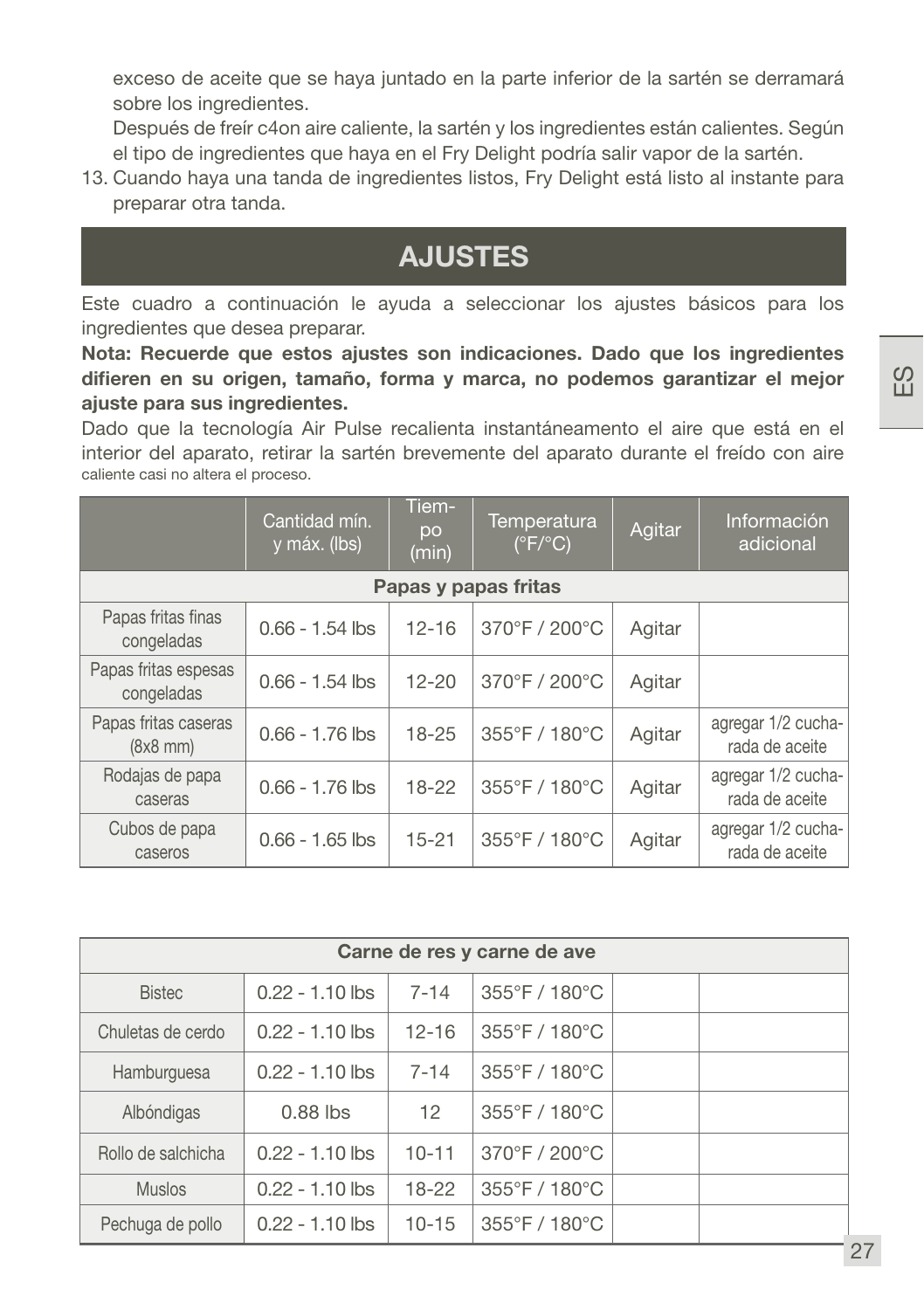exceso de aceite que se haya juntado en la parte inferior de la sartén se derramará sobre los ingredientes.
Después de freír c4on aire caliente, la sartén y los ingredientes están calientes. Según el tipo de ingredientes que haya en el Fry Delight podría salir vapor de la sartén.

13. Cuando haya una tanda de ingredientes listos, Fry Delight está listo al instante para preparar otra tanda.

## AJUSTES

Este cuadro a continuación le ayuda a seleccionar los ajustes básicos para los ingredientes que desea preparar.

**Nota: Recuerde que estos ajustes son indicaciones. Dado que los ingredientes difieren en su origen, tamaño, forma y marca, no podemos garantizar el mejor ajuste para sus ingredientes.**

Dado que la tecnología Air Pulse recalienta instantáneamento el aire que está en el interior del aparato, retirar la sartén brevemente del aparato durante el freído con aire caliente casi no altera el proceso.

| | Cantidad mín. y máx. (lbs) | Tiempo (min) | Temperatura (°F/°C) | Agitar | Información adicional |
|---|---|---|---|---|---|
| | | | **Papas y papas fritas** | | |
| Papas fritas finas congeladas | 0.66 - 1.54 lbs | 12-16 | 370°F / 200°C | Agitar | |
| Papas fritas espesas congeladas | 0.66 - 1.54 lbs | 12-20 | 370°F / 200°C | Agitar | |
| Papas fritas caseras (8x8 mm) | 0.66 - 1.76 lbs | 18-25 | 355°F / 180°C | Agitar | agregar 1/2 cucharada de aceite |
| Rodajas de papa caseras | 0.66 - 1.76 lbs | 18-22 | 355°F / 180°C | Agitar | agregar 1/2 cucharada de aceite |
| Cubos de papa caseros | 0.66 - 1.65 lbs | 15-21 | 355°F / 180°C | Agitar | agregar 1/2 cucharada de aceite |
| | | | **Carne de res y carne de ave** | | |
| Bistec | 0.22 - 1.10 lbs | 7-14 | 355°F / 180°C | | |
| Chuletas de cerdo | 0.22 - 1.10 lbs | 12-16 | 355°F / 180°C | | |
| Hamburguesa | 0.22 - 1.10 lbs | 7-14 | 355°F / 180°C | | |
| Albóndigas | 0.88 lbs | 12 | 355°F / 180°C | | |
| Rollo de salchicha | 0.22 - 1.10 lbs | 10-11 | 370°F / 200°C | | |
| Muslos | 0.22 - 1.10 lbs | 18-22 | 355°F / 180°C | | |
| Pechuga de pollo | 0.22 - 1.10 lbs | 10-15 | 355°F / 180°C | | |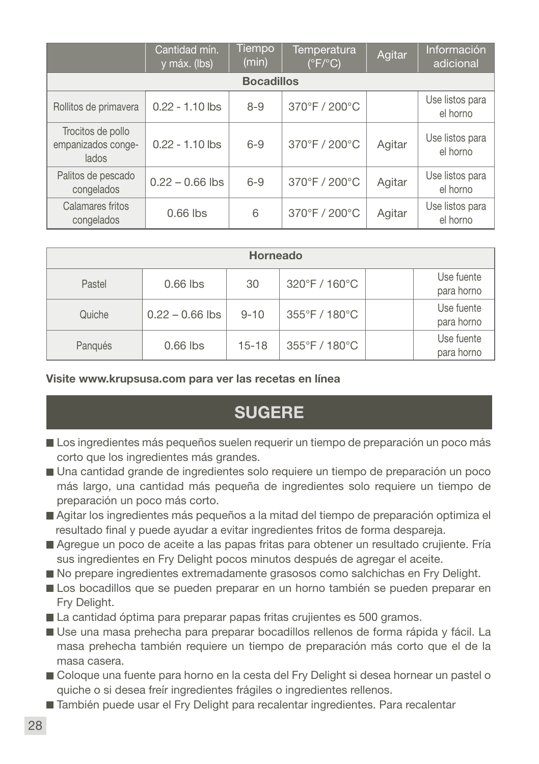| | Cantidad mín. y máx. (lbs) | Tiempo (min) | Temperatura (°F/°C) | Agitar | Información adicional |
|---|---|---|---|---|---|
| **Bocadillos** | | | | | |
| Rollitos de primavera | 0.22 - 1.10 lbs | 8-9 | 370°F / 200°C | | Use listos para el horno |
| Trocitos de pollo empanizados congelados | 0.22 - 1.10 lbs | 6-9 | 370°F / 200°C | Agitar | Use listos para el horno |
| Palitos de pescado congelados | 0.22 – 0.66 lbs | 6-9 | 370°F / 200°C | Agitar | Use listos para el horno |
| Calamares fritos congelados | 0.66 lbs | 6 | 370°F / 200°C | Agitar | Use listos para el horno |

| **Horneado** | | | | | |
|---|---|---|---|---|---|
| Pastel | 0.66 lbs | 30 | 320°F / 160°C | | Use fuente para horno |
| Quiche | 0.22 – 0.66 lbs | 9-10 | 355°F / 180°C | | Use fuente para horno |
| Panqués | 0.66 lbs | 15-18 | 355°F / 180°C | | Use fuente para horno |

**Visite www.krupsusa.com para ver las recetas en línea**

# SUGERE

- Los ingredientes más pequeños suelen requerir un tiempo de preparación un poco más corto que los ingredientes más grandes.
- Una cantidad grande de ingredientes solo requiere un tiempo de preparación un poco más largo, una cantidad más pequeña de ingredientes solo requiere un tiempo de preparación un poco más corto.
- Agitar los ingredientes más pequeños a la mitad del tiempo de preparación optimiza el resultado final y puede ayudar a evitar ingredientes fritos de forma despareja.
- Agregue un poco de aceite a las papas fritas para obtener un resultado crujiente. Fría sus ingredientes en Fry Delight pocos minutos después de agregar el aceite.
- No prepare ingredientes extremadamente grasosos como salchichas en Fry Delight.
- Los bocadillos que se pueden preparar en un horno también se pueden preparar en Fry Delight.
- La cantidad óptima para preparar papas fritas crujientes es 500 gramos.
- Use una masa prehecha para preparar bocadillos rellenos de forma rápida y fácil. La masa prehecha también requiere un tiempo de preparación más corto que el de la masa casera.
- Coloque una fuente para horno en la cesta del Fry Delight si desea hornear un pastel o quiche o si desea freír ingredientes frágiles o ingredientes rellenos.
- También puede usar el Fry Delight para recalentar ingredientes. Para recalentar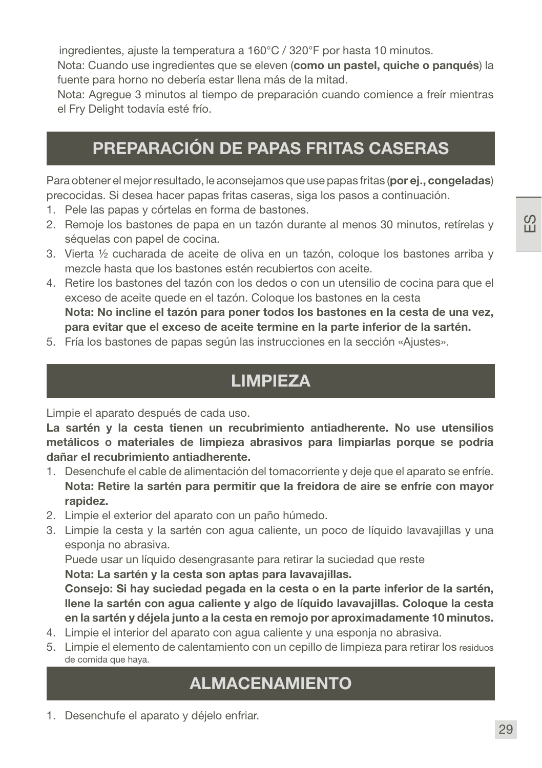ingredientes, ajuste la temperatura a 160°C / 320°F por hasta 10 minutos.

Nota: Cuando use ingredientes que se eleven (**como un pastel, quiche o panqués**) la fuente para horno no debería estar llena más de la mitad.

Nota: Agregue 3 minutos al tiempo de preparación cuando comience a freír mientras el Fry Delight todavía esté frío.

## PREPARACIÓN DE PAPAS FRITAS CASERAS

Para obtener el mejor resultado, le aconsejamos que use papas fritas (**por ej., congeladas**) precocidas. Si desea hacer papas fritas caseras, siga los pasos a continuación.

1. Pele las papas y córtelas en forma de bastones.
2. Remoje los bastones de papa en un tazón durante al menos 30 minutos, retírelas y séquelas con papel de cocina.
3. Vierta ½ cucharada de aceite de oliva en un tazón, coloque los bastones arriba y mezcle hasta que los bastones estén recubiertos con aceite.
4. Retire los bastones del tazón con los dedos o con un utensilio de cocina para que el exceso de aceite quede en el tazón. Coloque los bastones en la cesta
   **Nota: No incline el tazón para poner todos los bastones en la cesta de una vez, para evitar que el exceso de aceite termine en la parte inferior de la sartén.**
5. Fría los bastones de papas según las instrucciones en la sección «Ajustes».

## LIMPIEZA

Limpie el aparato después de cada uso.

**La sartén y la cesta tienen un recubrimiento antiadherente. No use utensilios metálicos o materiales de limpieza abrasivos para limpiarlas porque se podría dañar el recubrimiento antiadherente.**

1. Desenchufe el cable de alimentación del tomacorriente y deje que el aparato se enfríe.
   **Nota: Retire la sartén para permitir que la freidora de aire se enfríe con mayor rapidez.**
2. Limpie el exterior del aparato con un paño húmedo.
3. Limpie la cesta y la sartén con agua caliente, un poco de líquido lavavajillas y una esponja no abrasiva.
   Puede usar un líquido desengrasante para retirar la suciedad que reste
   **Nota: La sartén y la cesta son aptas para lavavajillas.**
   **Consejo: Si hay suciedad pegada en la cesta o en la parte inferior de la sartén, llene la sartén con agua caliente y algo de líquido lavavajillas. Coloque la cesta en la sartén y déjela junto a la cesta en remojo por aproximadamente 10 minutos.**
4. Limpie el interior del aparato con agua caliente y una esponja no abrasiva.
5. Limpie el elemento de calentamiento con un cepillo de limpieza para retirar los residuos de comida que haya.

## ALMACENAMIENTO

1. Desenchufe el aparato y déjelo enfriar.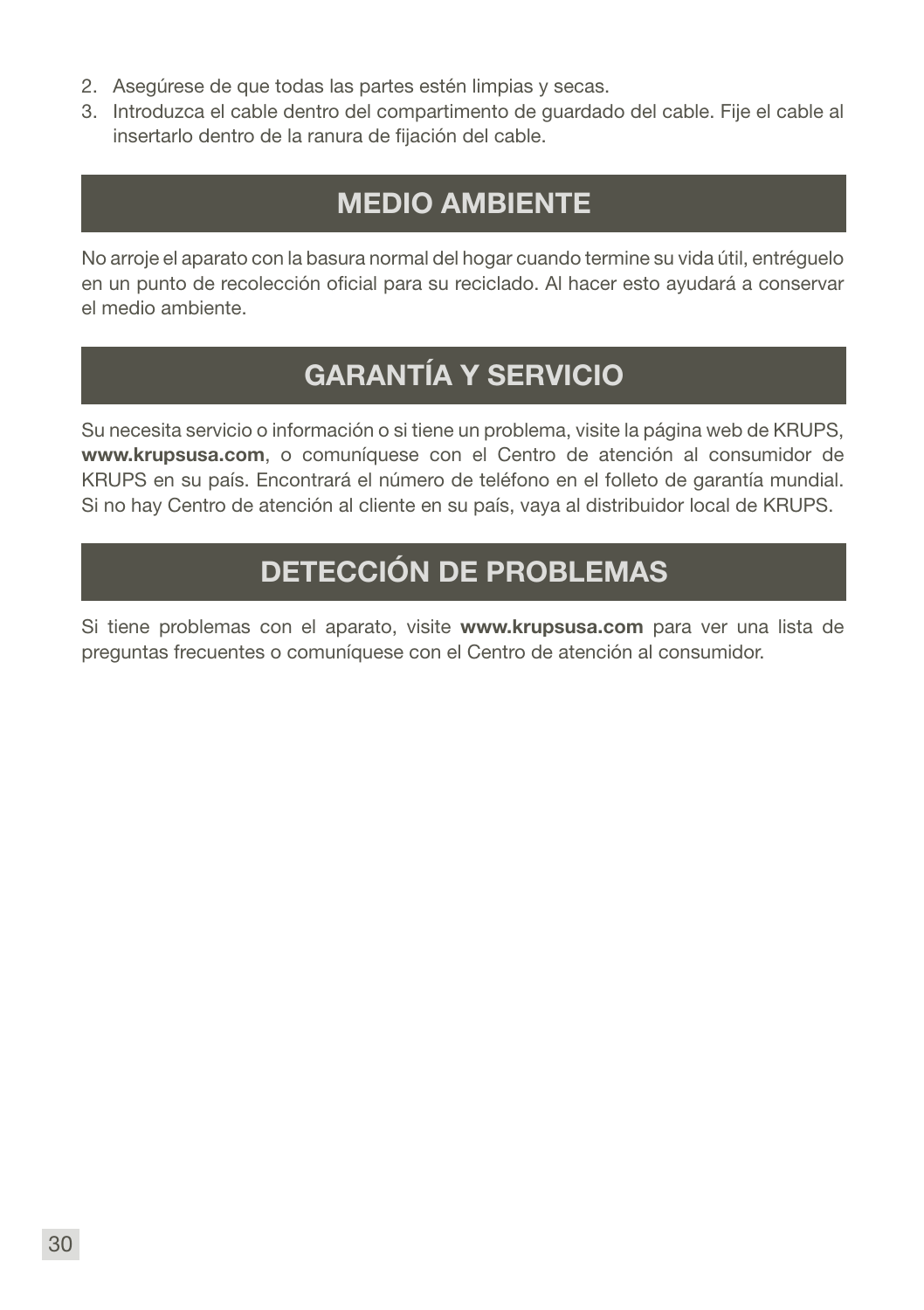2. Asegúrese de que todas las partes estén limpias y secas.
3. Introduzca el cable dentro del compartimento de guardado del cable. Fije el cable al insertarlo dentro de la ranura de fijación del cable.

## MEDIO AMBIENTE

No arroje el aparato con la basura normal del hogar cuando termine su vida útil, entréguelo en un punto de recolección oficial para su reciclado. Al hacer esto ayudará a conservar el medio ambiente.

## GARANTÍA Y SERVICIO

Su necesita servicio o información o si tiene un problema, visite la página web de KRUPS, **www.krupsusa.com**, o comuníquese con el Centro de atención al consumidor de KRUPS en su país. Encontrará el número de teléfono en el folleto de garantía mundial. Si no hay Centro de atención al cliente en su país, vaya al distribuidor local de KRUPS.

## DETECCIÓN DE PROBLEMAS

Si tiene problemas con el aparato, visite **www.krupsusa.com** para ver una lista de preguntas frecuentes o comuníquese con el Centro de atención al consumidor.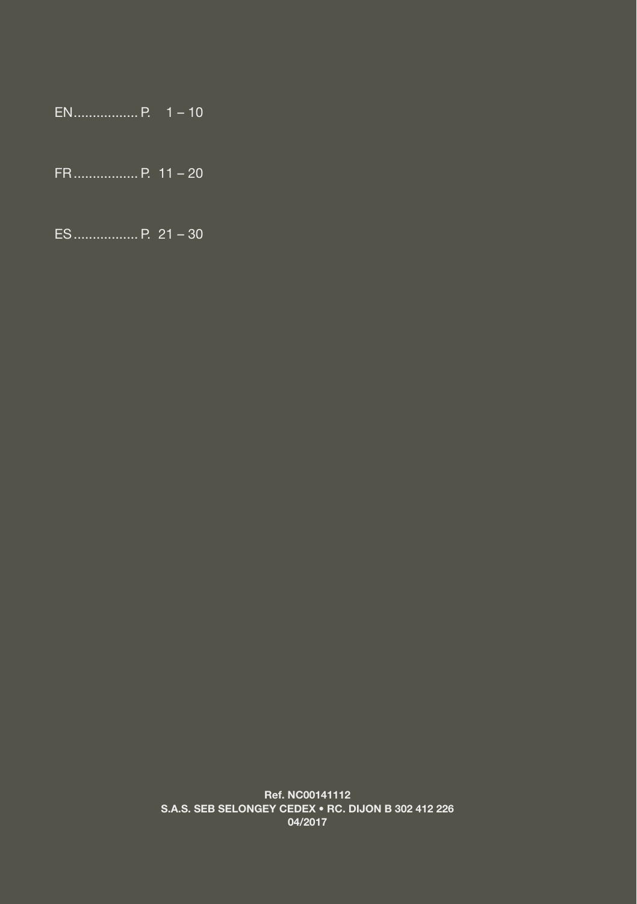EN................. P.  1 – 10

FR................. P.  11 – 20

ES................. P.  21 – 30

**Ref. NC00141112**
**S.A.S. SEB SELONGEY CEDEX • RC. DIJON B 302 412 226**
**04/2017**